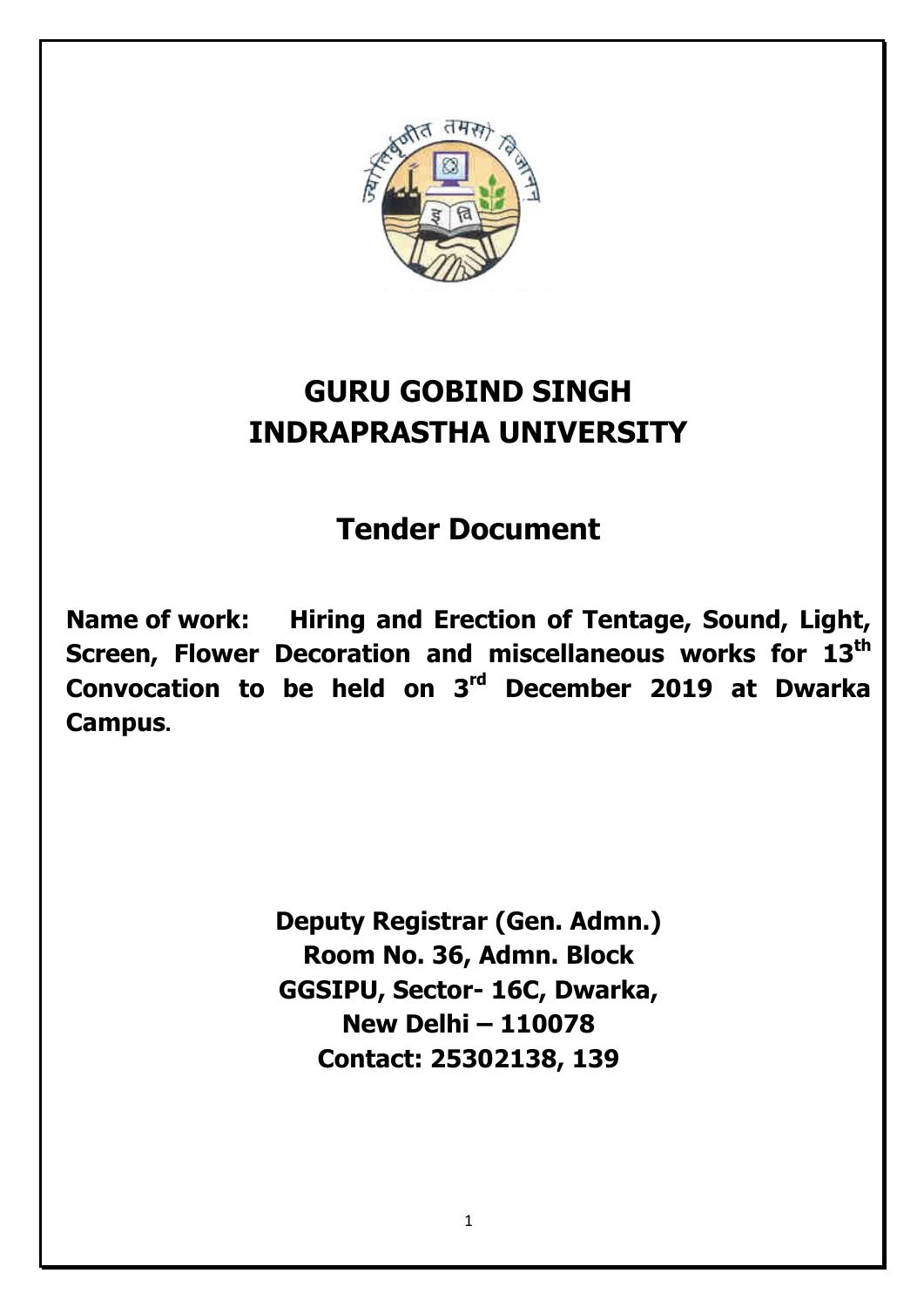# GURU GOBIND SINGH INDRAPRASTHA UNIVERSITY

## Tender Document

**Name of work: Hiring and Erection of Tentage, Sound, Light, Screen, Flower Decoration and miscellaneous works for 13th Convocation to be held on 3rd December 2019 at Dwarka Campus.**

**Deputy Registrar (Gen. Admn.)**
**Room No. 36, Admn. Block**
**GGSIPU, Sector- 16C, Dwarka,**
**New Delhi – 110078**
**Contact: 25302138, 139**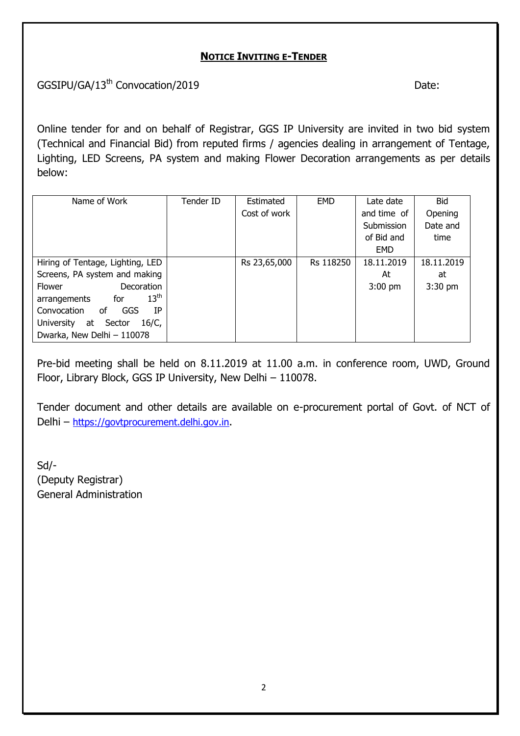## NOTICE INVITING E-TENDER

GGSIPU/GA/13th Convocation/2019 Date:

Online tender for and on behalf of Registrar, GGS IP University are invited in two bid system (Technical and Financial Bid) from reputed firms / agencies dealing in arrangement of Tentage, Lighting, LED Screens, PA system and making Flower Decoration arrangements as per details below:

| Name of Work | Tender ID | Estimated Cost of work | EMD | Late date and time of Submission of Bid and EMD | Bid Opening Date and time |
|---|---|---|---|---|---|
| Hiring of Tentage, Lighting, LED Screens, PA system and making Flower Decoration arrangements for 13th Convocation of GGS IP University at Sector 16/C, Dwarka, New Delhi – 110078 | | Rs 23,65,000 | Rs 118250 | 18.11.2019 At 3:00 pm | 18.11.2019 at 3:30 pm |

Pre-bid meeting shall be held on 8.11.2019 at 11.00 a.m. in conference room, UWD, Ground Floor, Library Block, GGS IP University, New Delhi – 110078.

Tender document and other details are available on e-procurement portal of Govt. of NCT of Delhi – https://govtprocurement.delhi.gov.in.

Sd/-
(Deputy Registrar)
General Administration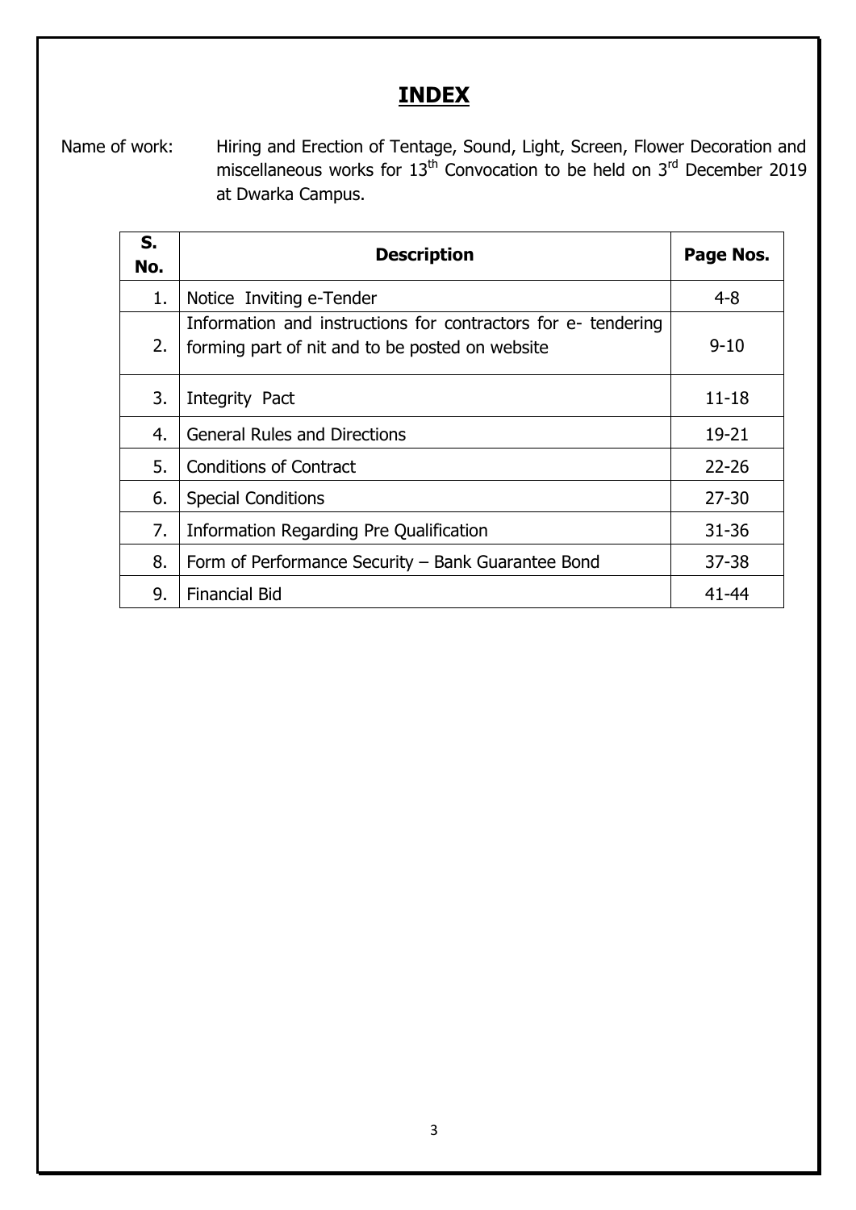# INDEX

Name of work: Hiring and Erection of Tentage, Sound, Light, Screen, Flower Decoration and miscellaneous works for 13th Convocation to be held on 3rd December 2019 at Dwarka Campus.

| S. No. | Description | Page Nos. |
|---|---|---|
| 1. | Notice Inviting e-Tender | 4-8 |
| 2. | Information and instructions for contractors for e- tendering forming part of nit and to be posted on website | 9-10 |
| 3. | Integrity Pact | 11-18 |
| 4. | General Rules and Directions | 19-21 |
| 5. | Conditions of Contract | 22-26 |
| 6. | Special Conditions | 27-30 |
| 7. | Information Regarding Pre Qualification | 31-36 |
| 8. | Form of Performance Security – Bank Guarantee Bond | 37-38 |
| 9. | Financial Bid | 41-44 |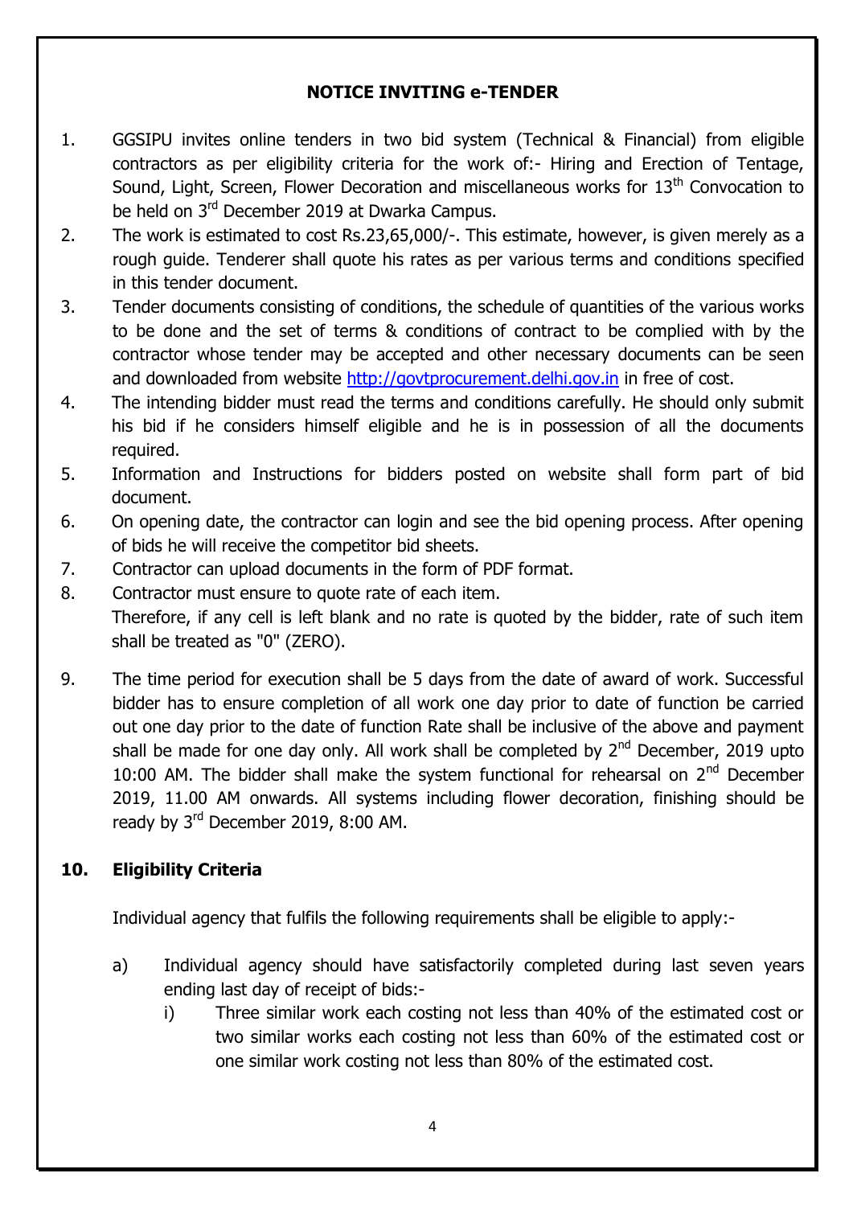## NOTICE INVITING e-TENDER

1. GGSIPU invites online tenders in two bid system (Technical & Financial) from eligible contractors as per eligibility criteria for the work of:- Hiring and Erection of Tentage, Sound, Light, Screen, Flower Decoration and miscellaneous works for 13th Convocation to be held on 3rd December 2019 at Dwarka Campus.
2. The work is estimated to cost Rs.23,65,000/-. This estimate, however, is given merely as a rough guide. Tenderer shall quote his rates as per various terms and conditions specified in this tender document.
3. Tender documents consisting of conditions, the schedule of quantities of the various works to be done and the set of terms & conditions of contract to be complied with by the contractor whose tender may be accepted and other necessary documents can be seen and downloaded from website [http://govtprocurement.delhi.gov.in](http://govtprocurement.delhi.gov.in) in free of cost.
4. The intending bidder must read the terms and conditions carefully. He should only submit his bid if he considers himself eligible and he is in possession of all the documents required.
5. Information and Instructions for bidders posted on website shall form part of bid document.
6. On opening date, the contractor can login and see the bid opening process. After opening of bids he will receive the competitor bid sheets.
7. Contractor can upload documents in the form of PDF format.
8. Contractor must ensure to quote rate of each item.
   Therefore, if any cell is left blank and no rate is quoted by the bidder, rate of such item shall be treated as "0" (ZERO).
9. The time period for execution shall be 5 days from the date of award of work. Successful bidder has to ensure completion of all work one day prior to date of function be carried out one day prior to the date of function Rate shall be inclusive of the above and payment shall be made for one day only. All work shall be completed by 2nd December, 2019 upto 10:00 AM. The bidder shall make the system functional for rehearsal on 2nd December 2019, 11.00 AM onwards. All systems including flower decoration, finishing should be ready by 3rd December 2019, 8:00 AM.

### 10. Eligibility Criteria

Individual agency that fulfils the following requirements shall be eligible to apply:-

a) Individual agency should have satisfactorily completed during last seven years ending last day of receipt of bids:-
   i) Three similar work each costing not less than 40% of the estimated cost or two similar works each costing not less than 60% of the estimated cost or one similar work costing not less than 80% of the estimated cost.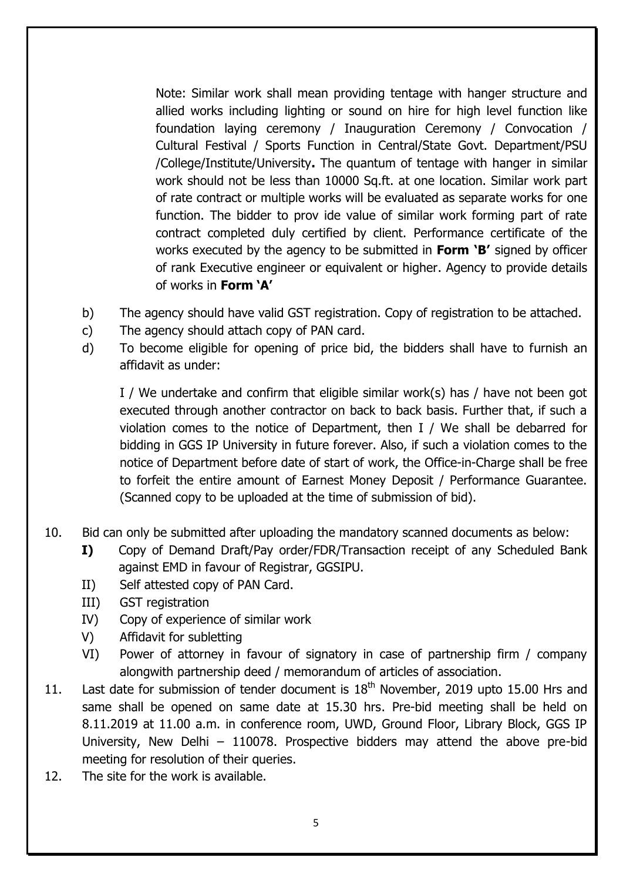Note: Similar work shall mean providing tentage with hanger structure and allied works including lighting or sound on hire for high level function like foundation laying ceremony / Inauguration Ceremony / Convocation / Cultural Festival / Sports Function in Central/State Govt. Department/PSU /College/Institute/University**.** The quantum of tentage with hanger in similar work should not be less than 10000 Sq.ft. at one location. Similar work part of rate contract or multiple works will be evaluated as separate works for one function. The bidder to prov ide value of similar work forming part of rate contract completed duly certified by client. Performance certificate of the works executed by the agency to be submitted in **Form 'B'** signed by officer of rank Executive engineer or equivalent or higher. Agency to provide details of works in **Form 'A'**

b) The agency should have valid GST registration. Copy of registration to be attached.

c) The agency should attach copy of PAN card.

d) To become eligible for opening of price bid, the bidders shall have to furnish an affidavit as under:

I / We undertake and confirm that eligible similar work(s) has / have not been got executed through another contractor on back to back basis. Further that, if such a violation comes to the notice of Department, then I / We shall be debarred for bidding in GGS IP University in future forever. Also, if such a violation comes to the notice of Department before date of start of work, the Office-in-Charge shall be free to forfeit the entire amount of Earnest Money Deposit / Performance Guarantee. (Scanned copy to be uploaded at the time of submission of bid).

10. Bid can only be submitted after uploading the mandatory scanned documents as below:
    **I)** Copy of Demand Draft/Pay order/FDR/Transaction receipt of any Scheduled Bank against EMD in favour of Registrar, GGSIPU.
    II) Self attested copy of PAN Card.
    III) GST registration
    IV) Copy of experience of similar work
    V) Affidavit for subletting
    VI) Power of attorney in favour of signatory in case of partnership firm / company alongwith partnership deed / memorandum of articles of association.
11. Last date for submission of tender document is 18th November, 2019 upto 15.00 Hrs and same shall be opened on same date at 15.30 hrs. Pre-bid meeting shall be held on 8.11.2019 at 11.00 a.m. in conference room, UWD, Ground Floor, Library Block, GGS IP University, New Delhi – 110078. Prospective bidders may attend the above pre-bid meeting for resolution of their queries.
12. The site for the work is available.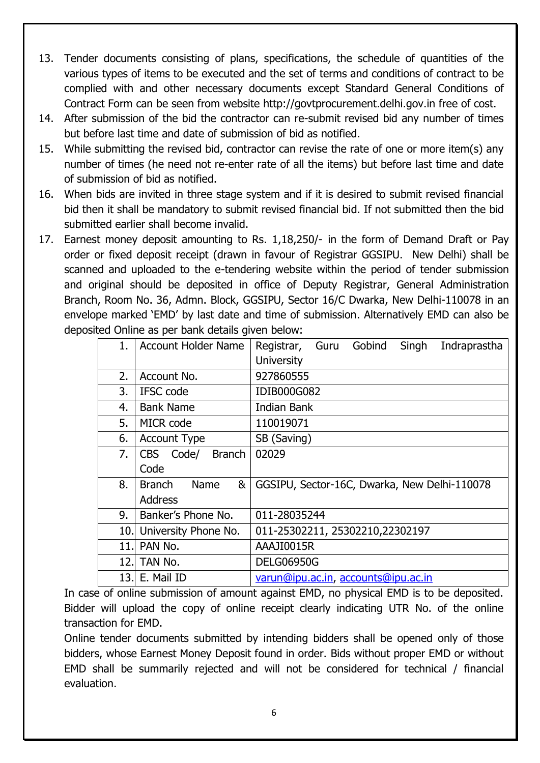13. Tender documents consisting of plans, specifications, the schedule of quantities of the various types of items to be executed and the set of terms and conditions of contract to be complied with and other necessary documents except Standard General Conditions of Contract Form can be seen from website http://govtprocurement.delhi.gov.in free of cost.
14. After submission of the bid the contractor can re-submit revised bid any number of times but before last time and date of submission of bid as notified.
15. While submitting the revised bid, contractor can revise the rate of one or more item(s) any number of times (he need not re-enter rate of all the items) but before last time and date of submission of bid as notified.
16. When bids are invited in three stage system and if it is desired to submit revised financial bid then it shall be mandatory to submit revised financial bid. If not submitted then the bid submitted earlier shall become invalid.
17. Earnest money deposit amounting to Rs. 1,18,250/- in the form of Demand Draft or Pay order or fixed deposit receipt (drawn in favour of Registrar GGSIPU. New Delhi) shall be scanned and uploaded to the e-tendering website within the period of tender submission and original should be deposited in office of Deputy Registrar, General Administration Branch, Room No. 36, Admn. Block, GGSIPU, Sector 16/C Dwarka, New Delhi-110078 in an envelope marked 'EMD' by last date and time of submission. Alternatively EMD can also be deposited Online as per bank details given below:

| | | |
|---|---|---|
| 1. | Account Holder Name | Registrar, Guru Gobind Singh Indraprastha University |
| 2. | Account No. | 927860555 |
| 3. | IFSC code | IDIB000G082 |
| 4. | Bank Name | Indian Bank |
| 5. | MICR code | 110019071 |
| 6. | Account Type | SB (Saving) |
| 7. | CBS Code/ Branch Code | 02029 |
| 8. | Branch Name & Address | GGSIPU, Sector-16C, Dwarka, New Delhi-110078 |
| 9. | Banker's Phone No. | 011-28035244 |
| 10. | University Phone No. | 011-25302211, 25302210,22302197 |
| 11. | PAN No. | AAAJI0015R |
| 12. | TAN No. | DELG06950G |
| 13. | E. Mail ID | varun@ipu.ac.in, accounts@ipu.ac.in |

In case of online submission of amount against EMD, no physical EMD is to be deposited. Bidder will upload the copy of online receipt clearly indicating UTR No. of the online transaction for EMD.

Online tender documents submitted by intending bidders shall be opened only of those bidders, whose Earnest Money Deposit found in order. Bids without proper EMD or without EMD shall be summarily rejected and will not be considered for technical / financial evaluation.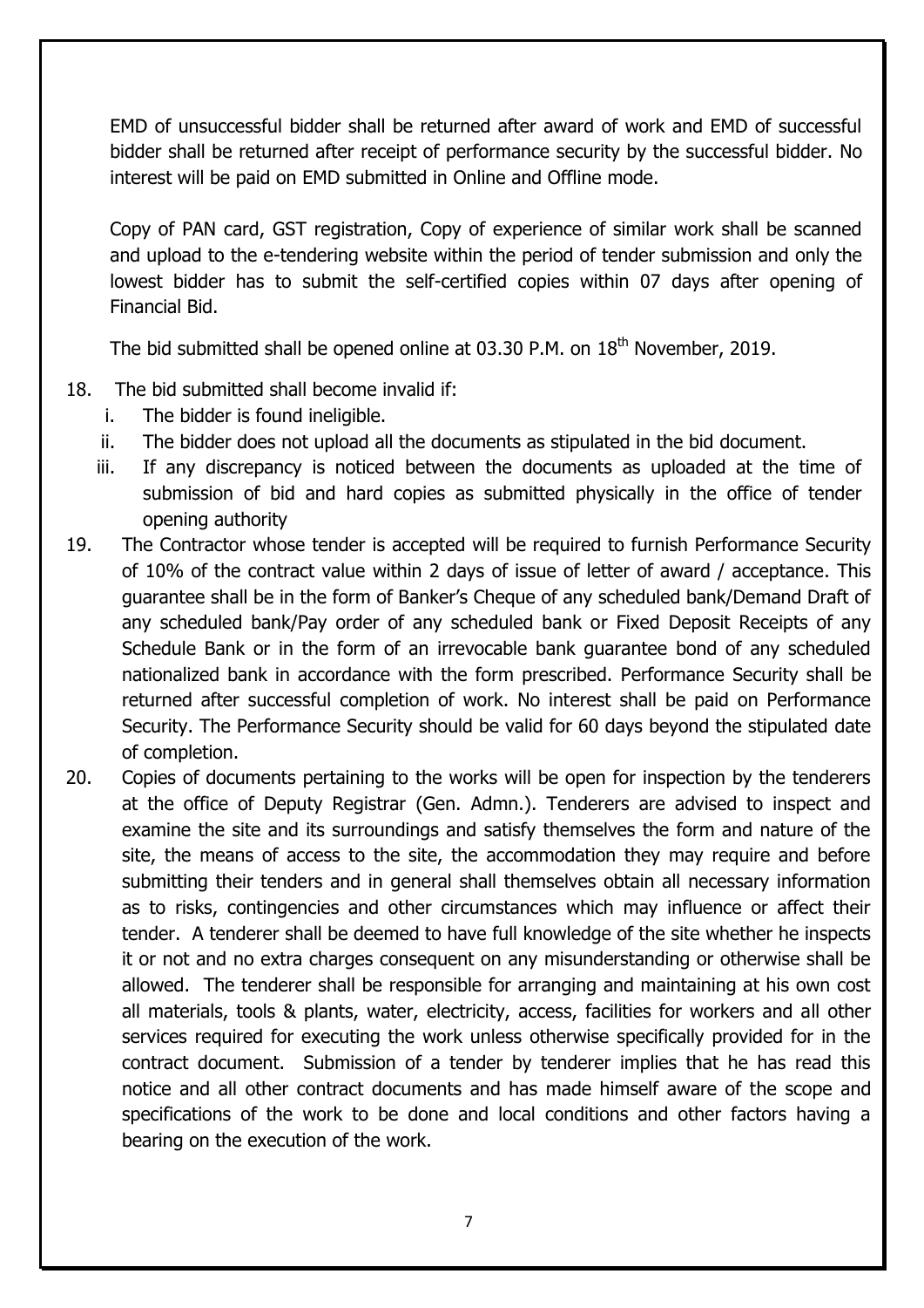EMD of unsuccessful bidder shall be returned after award of work and EMD of successful bidder shall be returned after receipt of performance security by the successful bidder. No interest will be paid on EMD submitted in Online and Offline mode.

Copy of PAN card, GST registration, Copy of experience of similar work shall be scanned and upload to the e-tendering website within the period of tender submission and only the lowest bidder has to submit the self-certified copies within 07 days after opening of Financial Bid.

The bid submitted shall be opened online at 03.30 P.M. on 18th November, 2019.

18. The bid submitted shall become invalid if:
    i. The bidder is found ineligible.
    ii. The bidder does not upload all the documents as stipulated in the bid document.
    iii. If any discrepancy is noticed between the documents as uploaded at the time of submission of bid and hard copies as submitted physically in the office of tender opening authority

19. The Contractor whose tender is accepted will be required to furnish Performance Security of 10% of the contract value within 2 days of issue of letter of award / acceptance. This guarantee shall be in the form of Banker's Cheque of any scheduled bank/Demand Draft of any scheduled bank/Pay order of any scheduled bank or Fixed Deposit Receipts of any Schedule Bank or in the form of an irrevocable bank guarantee bond of any scheduled nationalized bank in accordance with the form prescribed. Performance Security shall be returned after successful completion of work. No interest shall be paid on Performance Security. The Performance Security should be valid for 60 days beyond the stipulated date of completion.

20. Copies of documents pertaining to the works will be open for inspection by the tenderers at the office of Deputy Registrar (Gen. Admn.). Tenderers are advised to inspect and examine the site and its surroundings and satisfy themselves the form and nature of the site, the means of access to the site, the accommodation they may require and before submitting their tenders and in general shall themselves obtain all necessary information as to risks, contingencies and other circumstances which may influence or affect their tender. A tenderer shall be deemed to have full knowledge of the site whether he inspects it or not and no extra charges consequent on any misunderstanding or otherwise shall be allowed. The tenderer shall be responsible for arranging and maintaining at his own cost all materials, tools & plants, water, electricity, access, facilities for workers and all other services required for executing the work unless otherwise specifically provided for in the contract document. Submission of a tender by tenderer implies that he has read this notice and all other contract documents and has made himself aware of the scope and specifications of the work to be done and local conditions and other factors having a bearing on the execution of the work.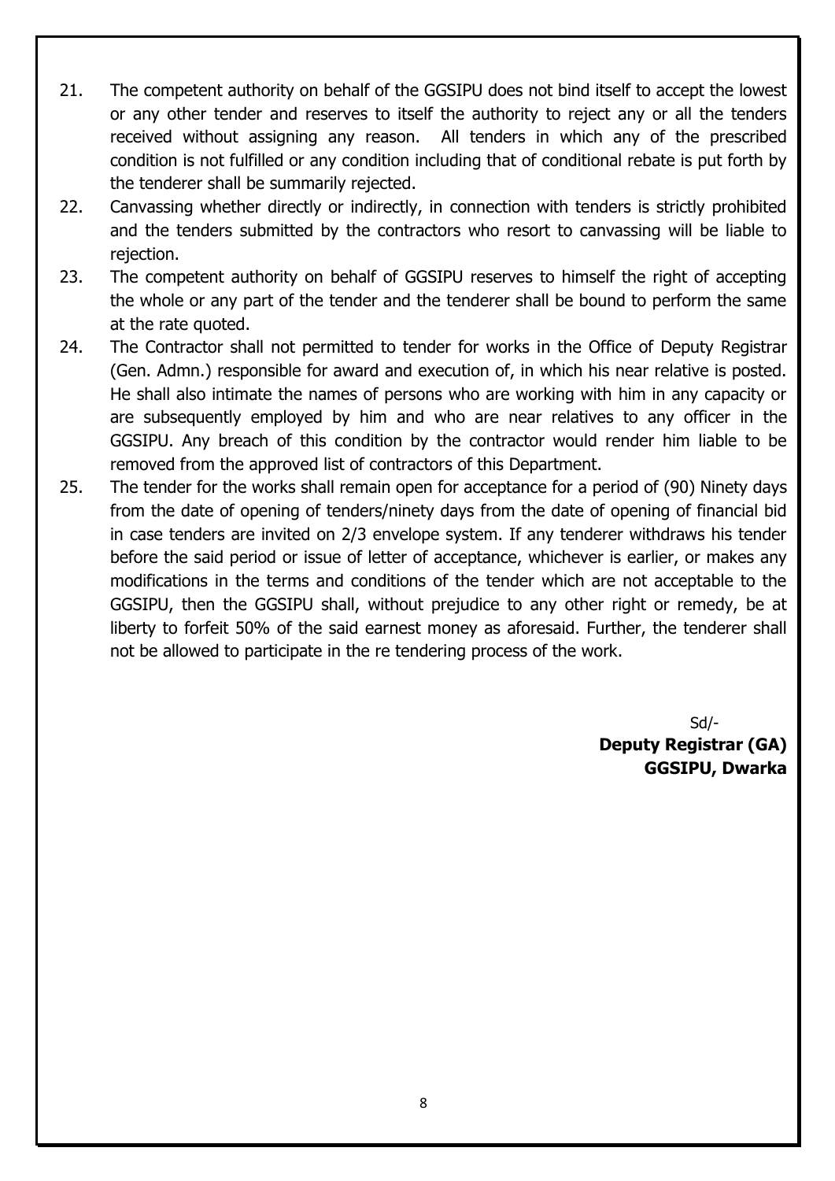21. The competent authority on behalf of the GGSIPU does not bind itself to accept the lowest or any other tender and reserves to itself the authority to reject any or all the tenders received without assigning any reason. All tenders in which any of the prescribed condition is not fulfilled or any condition including that of conditional rebate is put forth by the tenderer shall be summarily rejected.
22. Canvassing whether directly or indirectly, in connection with tenders is strictly prohibited and the tenders submitted by the contractors who resort to canvassing will be liable to rejection.
23. The competent authority on behalf of GGSIPU reserves to himself the right of accepting the whole or any part of the tender and the tenderer shall be bound to perform the same at the rate quoted.
24. The Contractor shall not permitted to tender for works in the Office of Deputy Registrar (Gen. Admn.) responsible for award and execution of, in which his near relative is posted. He shall also intimate the names of persons who are working with him in any capacity or are subsequently employed by him and who are near relatives to any officer in the GGSIPU. Any breach of this condition by the contractor would render him liable to be removed from the approved list of contractors of this Department.
25. The tender for the works shall remain open for acceptance for a period of (90) Ninety days from the date of opening of tenders/ninety days from the date of opening of financial bid in case tenders are invited on 2/3 envelope system. If any tenderer withdraws his tender before the said period or issue of letter of acceptance, whichever is earlier, or makes any modifications in the terms and conditions of the tender which are not acceptable to the GGSIPU, then the GGSIPU shall, without prejudice to any other right or remedy, be at liberty to forfeit 50% of the said earnest money as aforesaid. Further, the tenderer shall not be allowed to participate in the re tendering process of the work.

Sd/-
**Deputy Registrar (GA)**
**GGSIPU, Dwarka**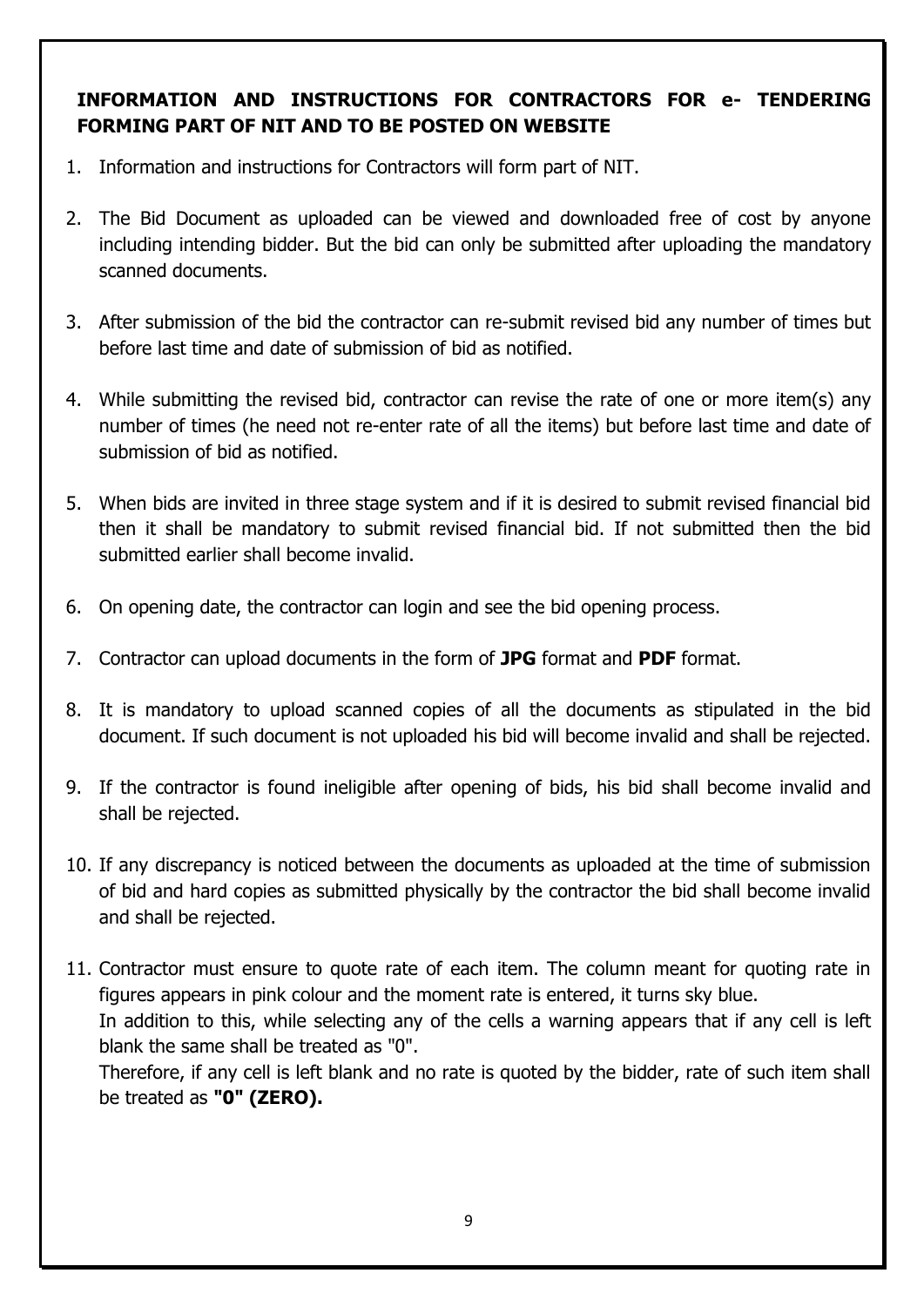**INFORMATION AND INSTRUCTIONS FOR CONTRACTORS FOR e- TENDERING FORMING PART OF NIT AND TO BE POSTED ON WEBSITE**

1. Information and instructions for Contractors will form part of NIT.

2. The Bid Document as uploaded can be viewed and downloaded free of cost by anyone including intending bidder. But the bid can only be submitted after uploading the mandatory scanned documents.

3. After submission of the bid the contractor can re-submit revised bid any number of times but before last time and date of submission of bid as notified.

4. While submitting the revised bid, contractor can revise the rate of one or more item(s) any number of times (he need not re-enter rate of all the items) but before last time and date of submission of bid as notified.

5. When bids are invited in three stage system and if it is desired to submit revised financial bid then it shall be mandatory to submit revised financial bid. If not submitted then the bid submitted earlier shall become invalid.

6. On opening date, the contractor can login and see the bid opening process.

7. Contractor can upload documents in the form of **JPG** format and **PDF** format.

8. It is mandatory to upload scanned copies of all the documents as stipulated in the bid document. If such document is not uploaded his bid will become invalid and shall be rejected.

9. If the contractor is found ineligible after opening of bids, his bid shall become invalid and shall be rejected.

10. If any discrepancy is noticed between the documents as uploaded at the time of submission of bid and hard copies as submitted physically by the contractor the bid shall become invalid and shall be rejected.

11. Contractor must ensure to quote rate of each item. The column meant for quoting rate in figures appears in pink colour and the moment rate is entered, it turns sky blue.
    In addition to this, while selecting any of the cells a warning appears that if any cell is left blank the same shall be treated as "0".
    Therefore, if any cell is left blank and no rate is quoted by the bidder, rate of such item shall be treated as **"0" (ZERO).**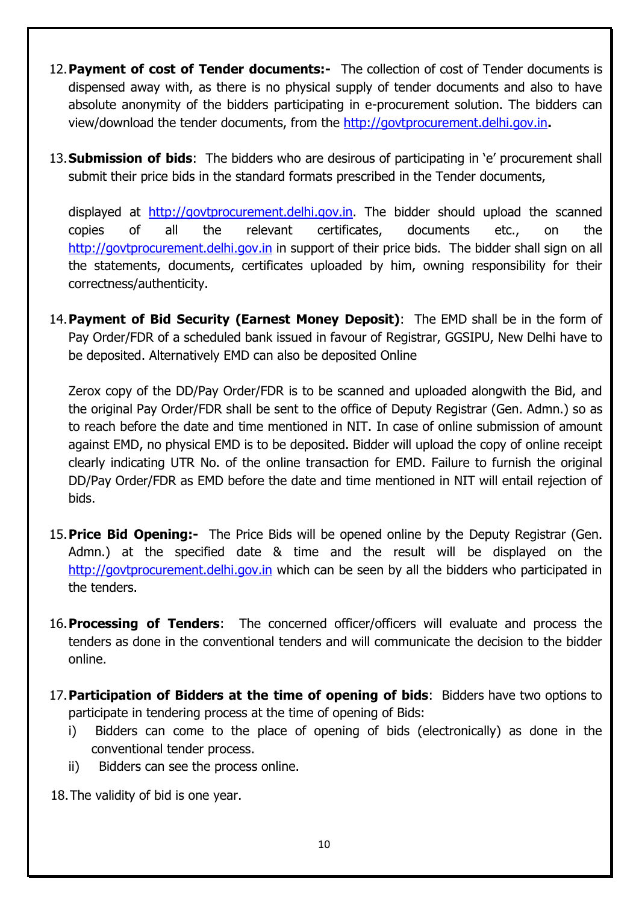12. **Payment of cost of Tender documents:-** The collection of cost of Tender documents is dispensed away with, as there is no physical supply of tender documents and also to have absolute anonymity of the bidders participating in e-procurement solution. The bidders can view/download the tender documents, from the http://govtprocurement.delhi.gov.in**.**

13. **Submission of bids**: The bidders who are desirous of participating in 'e' procurement shall submit their price bids in the standard formats prescribed in the Tender documents,

    displayed at http://govtprocurement.delhi.gov.in. The bidder should upload the scanned copies of all the relevant certificates, documents etc., on the http://govtprocurement.delhi.gov.in in support of their price bids. The bidder shall sign on all the statements, documents, certificates uploaded by him, owning responsibility for their correctness/authenticity.

14. **Payment of Bid Security (Earnest Money Deposit)**: The EMD shall be in the form of Pay Order/FDR of a scheduled bank issued in favour of Registrar, GGSIPU, New Delhi have to be deposited. Alternatively EMD can also be deposited Online

    Zerox copy of the DD/Pay Order/FDR is to be scanned and uploaded alongwith the Bid, and the original Pay Order/FDR shall be sent to the office of Deputy Registrar (Gen. Admn.) so as to reach before the date and time mentioned in NIT. In case of online submission of amount against EMD, no physical EMD is to be deposited. Bidder will upload the copy of online receipt clearly indicating UTR No. of the online transaction for EMD. Failure to furnish the original DD/Pay Order/FDR as EMD before the date and time mentioned in NIT will entail rejection of bids.

15. **Price Bid Opening:-** The Price Bids will be opened online by the Deputy Registrar (Gen. Admn.) at the specified date & time and the result will be displayed on the http://govtprocurement.delhi.gov.in which can be seen by all the bidders who participated in the tenders.

16. **Processing of Tenders**: The concerned officer/officers will evaluate and process the tenders as done in the conventional tenders and will communicate the decision to the bidder online.

17. **Participation of Bidders at the time of opening of bids**: Bidders have two options to participate in tendering process at the time of opening of Bids:
    i) Bidders can come to the place of opening of bids (electronically) as done in the conventional tender process.
    ii) Bidders can see the process online.

18. The validity of bid is one year.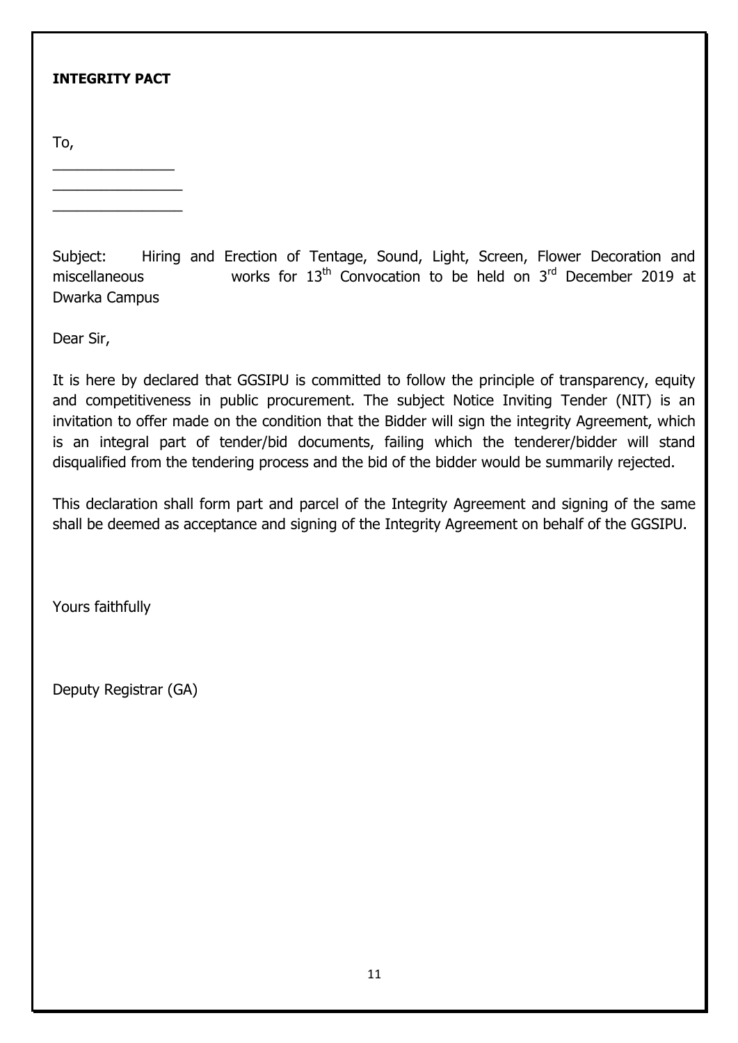**INTEGRITY PACT**

To,

\_\_\_\_\_\_\_\_\_\_\_\_\_\_\_
\_\_\_\_\_\_\_\_\_\_\_\_\_\_\_\_
\_\_\_\_\_\_\_\_\_\_\_\_\_\_\_\_

Subject: Hiring and Erection of Tentage, Sound, Light, Screen, Flower Decoration and miscellaneous works for 13th Convocation to be held on 3rd December 2019 at Dwarka Campus

Dear Sir,

It is here by declared that GGSIPU is committed to follow the principle of transparency, equity and competitiveness in public procurement. The subject Notice Inviting Tender (NIT) is an invitation to offer made on the condition that the Bidder will sign the integrity Agreement, which is an integral part of tender/bid documents, failing which the tenderer/bidder will stand disqualified from the tendering process and the bid of the bidder would be summarily rejected.

This declaration shall form part and parcel of the Integrity Agreement and signing of the same shall be deemed as acceptance and signing of the Integrity Agreement on behalf of the GGSIPU.

Yours faithfully

Deputy Registrar (GA)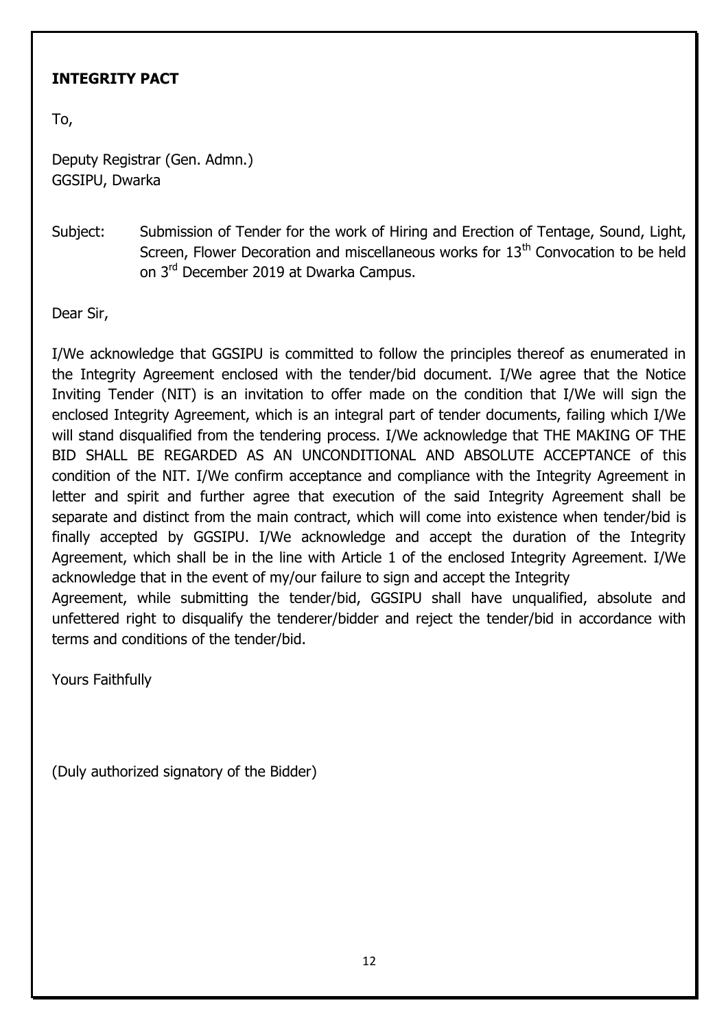**INTEGRITY PACT**

To,

Deputy Registrar (Gen. Admn.)
GGSIPU, Dwarka

Subject: Submission of Tender for the work of Hiring and Erection of Tentage, Sound, Light, Screen, Flower Decoration and miscellaneous works for 13th Convocation to be held on 3rd December 2019 at Dwarka Campus.

Dear Sir,

I/We acknowledge that GGSIPU is committed to follow the principles thereof as enumerated in the Integrity Agreement enclosed with the tender/bid document. I/We agree that the Notice Inviting Tender (NIT) is an invitation to offer made on the condition that I/We will sign the enclosed Integrity Agreement, which is an integral part of tender documents, failing which I/We will stand disqualified from the tendering process. I/We acknowledge that THE MAKING OF THE BID SHALL BE REGARDED AS AN UNCONDITIONAL AND ABSOLUTE ACCEPTANCE of this condition of the NIT. I/We confirm acceptance and compliance with the Integrity Agreement in letter and spirit and further agree that execution of the said Integrity Agreement shall be separate and distinct from the main contract, which will come into existence when tender/bid is finally accepted by GGSIPU. I/We acknowledge and accept the duration of the Integrity Agreement, which shall be in the line with Article 1 of the enclosed Integrity Agreement. I/We acknowledge that in the event of my/our failure to sign and accept the Integrity Agreement, while submitting the tender/bid, GGSIPU shall have unqualified, absolute and unfettered right to disqualify the tenderer/bidder and reject the tender/bid in accordance with terms and conditions of the tender/bid.

Yours Faithfully

(Duly authorized signatory of the Bidder)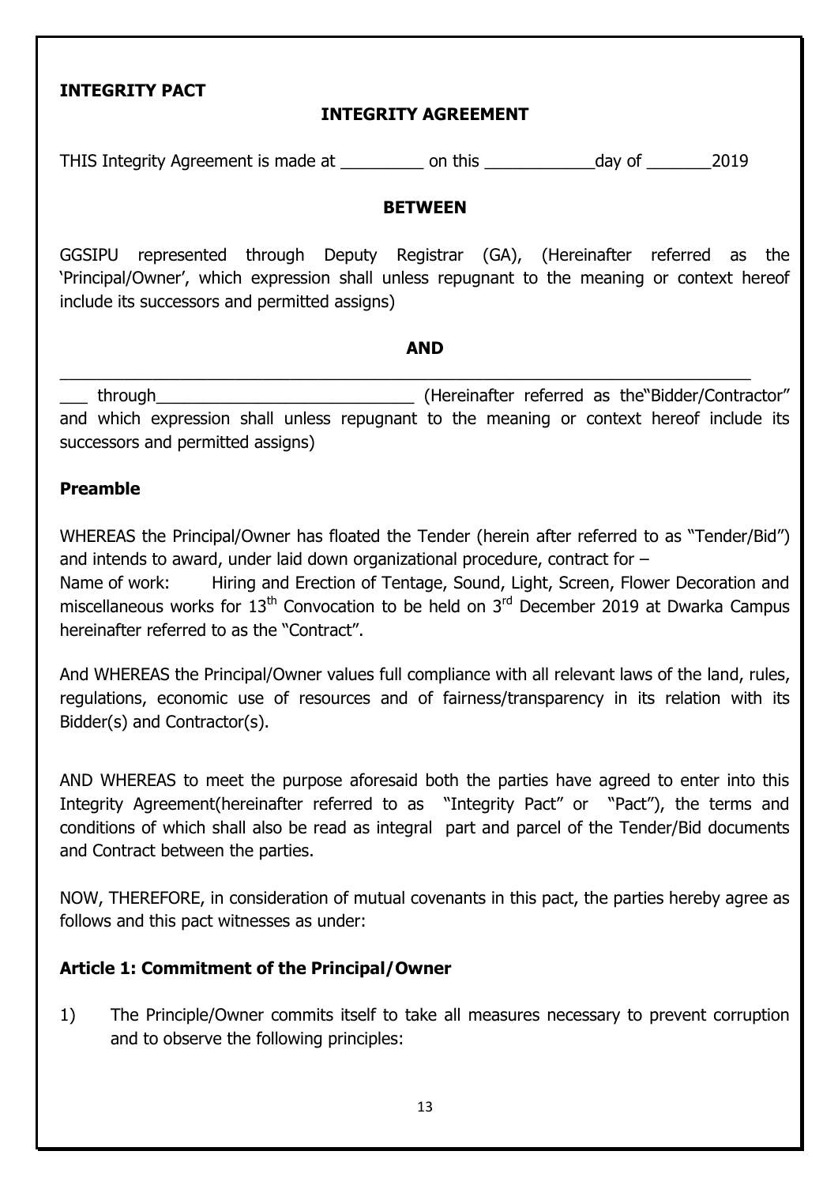**INTEGRITY PACT**

**INTEGRITY AGREEMENT**

THIS Integrity Agreement is made at _________ on this ____________day of _______2019

**BETWEEN**

GGSIPU represented through Deputy Registrar (GA), (Hereinafter referred as the 'Principal/Owner', which expression shall unless repugnant to the meaning or context hereof include its successors and permitted assigns)

**AND**

______________________________________________________________________________

___ through____________________________ (Hereinafter referred as the"Bidder/Contractor" and which expression shall unless repugnant to the meaning or context hereof include its successors and permitted assigns)

**Preamble**

WHEREAS the Principal/Owner has floated the Tender (herein after referred to as "Tender/Bid") and intends to award, under laid down organizational procedure, contract for –
Name of work: Hiring and Erection of Tentage, Sound, Light, Screen, Flower Decoration and miscellaneous works for 13th Convocation to be held on 3rd December 2019 at Dwarka Campus hereinafter referred to as the "Contract".

And WHEREAS the Principal/Owner values full compliance with all relevant laws of the land, rules, regulations, economic use of resources and of fairness/transparency in its relation with its Bidder(s) and Contractor(s).

AND WHEREAS to meet the purpose aforesaid both the parties have agreed to enter into this Integrity Agreement(hereinafter referred to as "Integrity Pact" or "Pact"), the terms and conditions of which shall also be read as integral part and parcel of the Tender/Bid documents and Contract between the parties.

NOW, THEREFORE, in consideration of mutual covenants in this pact, the parties hereby agree as follows and this pact witnesses as under:

**Article 1: Commitment of the Principal/Owner**

1) The Principle/Owner commits itself to take all measures necessary to prevent corruption and to observe the following principles: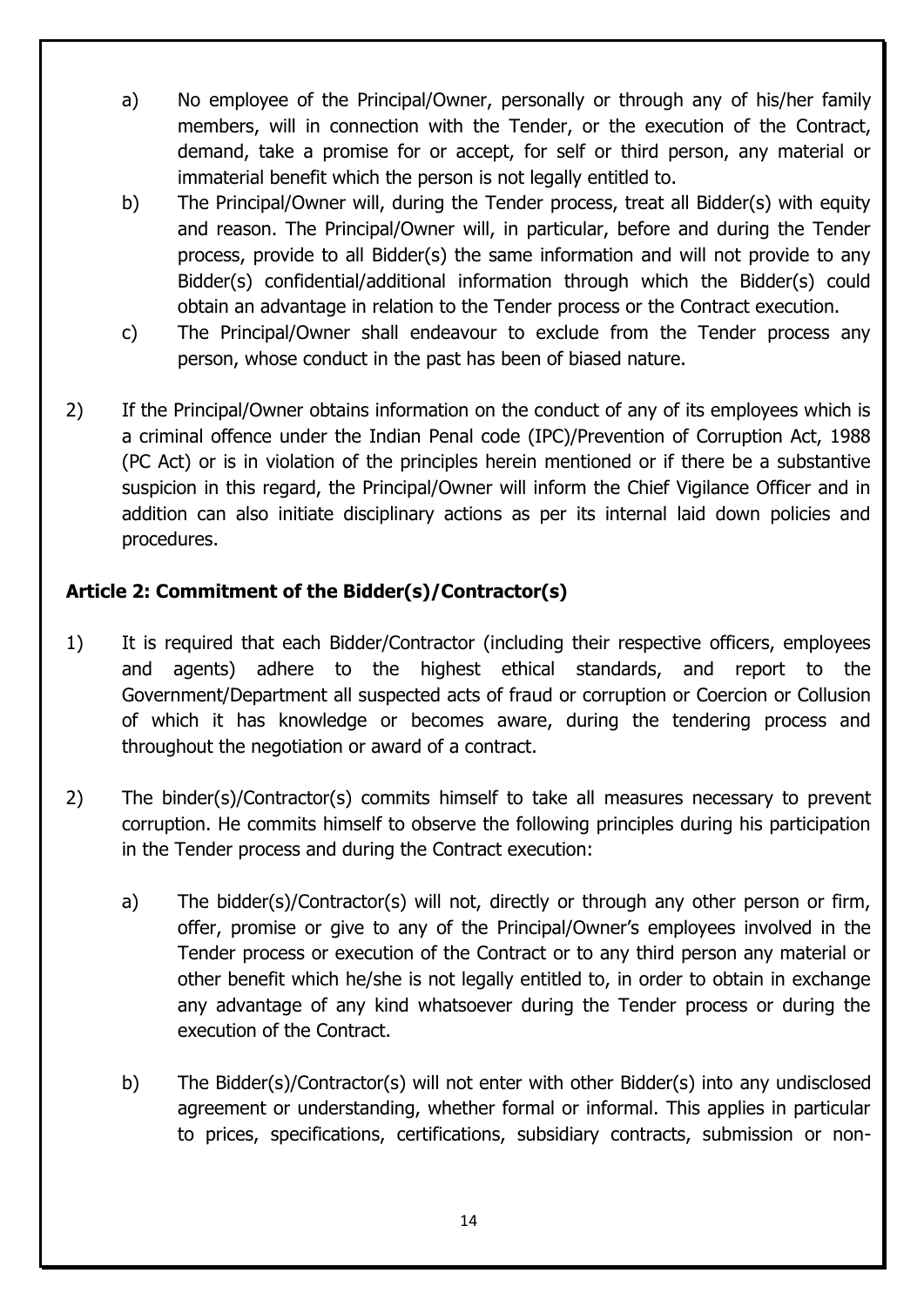a) No employee of the Principal/Owner, personally or through any of his/her family members, will in connection with the Tender, or the execution of the Contract, demand, take a promise for or accept, for self or third person, any material or immaterial benefit which the person is not legally entitled to.

b) The Principal/Owner will, during the Tender process, treat all Bidder(s) with equity and reason. The Principal/Owner will, in particular, before and during the Tender process, provide to all Bidder(s) the same information and will not provide to any Bidder(s) confidential/additional information through which the Bidder(s) could obtain an advantage in relation to the Tender process or the Contract execution.

c) The Principal/Owner shall endeavour to exclude from the Tender process any person, whose conduct in the past has been of biased nature.

2) If the Principal/Owner obtains information on the conduct of any of its employees which is a criminal offence under the Indian Penal code (IPC)/Prevention of Corruption Act, 1988 (PC Act) or is in violation of the principles herein mentioned or if there be a substantive suspicion in this regard, the Principal/Owner will inform the Chief Vigilance Officer and in addition can also initiate disciplinary actions as per its internal laid down policies and procedures.

## Article 2: Commitment of the Bidder(s)/Contractor(s)

1) It is required that each Bidder/Contractor (including their respective officers, employees and agents) adhere to the highest ethical standards, and report to the Government/Department all suspected acts of fraud or corruption or Coercion or Collusion of which it has knowledge or becomes aware, during the tendering process and throughout the negotiation or award of a contract.

2) The binder(s)/Contractor(s) commits himself to take all measures necessary to prevent corruption. He commits himself to observe the following principles during his participation in the Tender process and during the Contract execution:

   a) The bidder(s)/Contractor(s) will not, directly or through any other person or firm, offer, promise or give to any of the Principal/Owner's employees involved in the Tender process or execution of the Contract or to any third person any material or other benefit which he/she is not legally entitled to, in order to obtain in exchange any advantage of any kind whatsoever during the Tender process or during the execution of the Contract.

   b) The Bidder(s)/Contractor(s) will not enter with other Bidder(s) into any undisclosed agreement or understanding, whether formal or informal. This applies in particular to prices, specifications, certifications, subsidiary contracts, submission or non-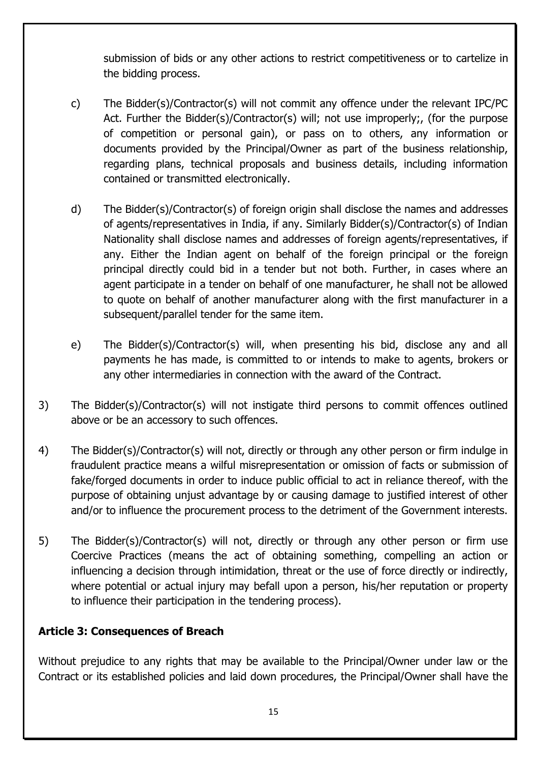submission of bids or any other actions to restrict competitiveness or to cartelize in the bidding process.

c) The Bidder(s)/Contractor(s) will not commit any offence under the relevant IPC/PC Act. Further the Bidder(s)/Contractor(s) will; not use improperly;, (for the purpose of competition or personal gain), or pass on to others, any information or documents provided by the Principal/Owner as part of the business relationship, regarding plans, technical proposals and business details, including information contained or transmitted electronically.

d) The Bidder(s)/Contractor(s) of foreign origin shall disclose the names and addresses of agents/representatives in India, if any. Similarly Bidder(s)/Contractor(s) of Indian Nationality shall disclose names and addresses of foreign agents/representatives, if any. Either the Indian agent on behalf of the foreign principal or the foreign principal directly could bid in a tender but not both. Further, in cases where an agent participate in a tender on behalf of one manufacturer, he shall not be allowed to quote on behalf of another manufacturer along with the first manufacturer in a subsequent/parallel tender for the same item.

e) The Bidder(s)/Contractor(s) will, when presenting his bid, disclose any and all payments he has made, is committed to or intends to make to agents, brokers or any other intermediaries in connection with the award of the Contract.

3) The Bidder(s)/Contractor(s) will not instigate third persons to commit offences outlined above or be an accessory to such offences.

4) The Bidder(s)/Contractor(s) will not, directly or through any other person or firm indulge in fraudulent practice means a wilful misrepresentation or omission of facts or submission of fake/forged documents in order to induce public official to act in reliance thereof, with the purpose of obtaining unjust advantage by or causing damage to justified interest of other and/or to influence the procurement process to the detriment of the Government interests.

5) The Bidder(s)/Contractor(s) will not, directly or through any other person or firm use Coercive Practices (means the act of obtaining something, compelling an action or influencing a decision through intimidation, threat or the use of force directly or indirectly, where potential or actual injury may befall upon a person, his/her reputation or property to influence their participation in the tendering process).

**Article 3: Consequences of Breach**

Without prejudice to any rights that may be available to the Principal/Owner under law or the Contract or its established policies and laid down procedures, the Principal/Owner shall have the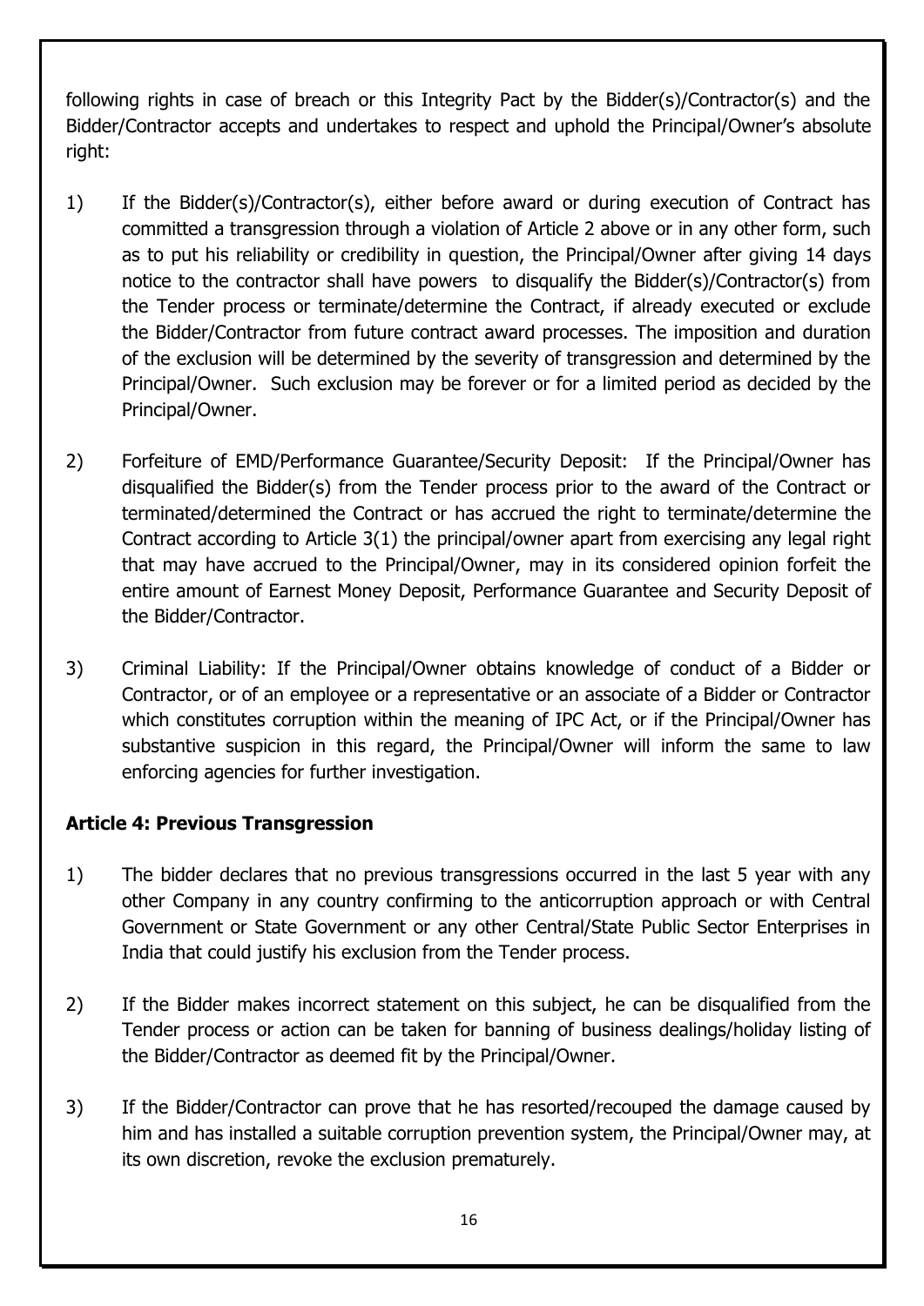following rights in case of breach or this Integrity Pact by the Bidder(s)/Contractor(s) and the Bidder/Contractor accepts and undertakes to respect and uphold the Principal/Owner's absolute right:

1) If the Bidder(s)/Contractor(s), either before award or during execution of Contract has committed a transgression through a violation of Article 2 above or in any other form, such as to put his reliability or credibility in question, the Principal/Owner after giving 14 days notice to the contractor shall have powers to disqualify the Bidder(s)/Contractor(s) from the Tender process or terminate/determine the Contract, if already executed or exclude the Bidder/Contractor from future contract award processes. The imposition and duration of the exclusion will be determined by the severity of transgression and determined by the Principal/Owner. Such exclusion may be forever or for a limited period as decided by the Principal/Owner.

2) Forfeiture of EMD/Performance Guarantee/Security Deposit: If the Principal/Owner has disqualified the Bidder(s) from the Tender process prior to the award of the Contract or terminated/determined the Contract or has accrued the right to terminate/determine the Contract according to Article 3(1) the principal/owner apart from exercising any legal right that may have accrued to the Principal/Owner, may in its considered opinion forfeit the entire amount of Earnest Money Deposit, Performance Guarantee and Security Deposit of the Bidder/Contractor.

3) Criminal Liability: If the Principal/Owner obtains knowledge of conduct of a Bidder or Contractor, or of an employee or a representative or an associate of a Bidder or Contractor which constitutes corruption within the meaning of IPC Act, or if the Principal/Owner has substantive suspicion in this regard, the Principal/Owner will inform the same to law enforcing agencies for further investigation.

**Article 4: Previous Transgression**

1) The bidder declares that no previous transgressions occurred in the last 5 year with any other Company in any country confirming to the anticorruption approach or with Central Government or State Government or any other Central/State Public Sector Enterprises in India that could justify his exclusion from the Tender process.

2) If the Bidder makes incorrect statement on this subject, he can be disqualified from the Tender process or action can be taken for banning of business dealings/holiday listing of the Bidder/Contractor as deemed fit by the Principal/Owner.

3) If the Bidder/Contractor can prove that he has resorted/recouped the damage caused by him and has installed a suitable corruption prevention system, the Principal/Owner may, at its own discretion, revoke the exclusion prematurely.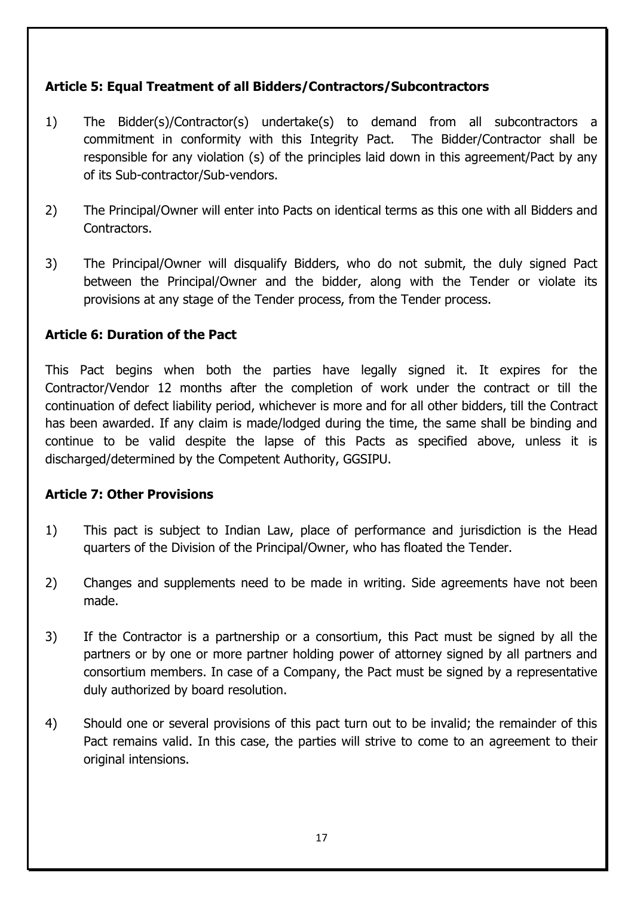**Article 5: Equal Treatment of all Bidders/Contractors/Subcontractors**

1) The Bidder(s)/Contractor(s) undertake(s) to demand from all subcontractors a commitment in conformity with this Integrity Pact. The Bidder/Contractor shall be responsible for any violation (s) of the principles laid down in this agreement/Pact by any of its Sub-contractor/Sub-vendors.

2) The Principal/Owner will enter into Pacts on identical terms as this one with all Bidders and Contractors.

3) The Principal/Owner will disqualify Bidders, who do not submit, the duly signed Pact between the Principal/Owner and the bidder, along with the Tender or violate its provisions at any stage of the Tender process, from the Tender process.

**Article 6: Duration of the Pact**

This Pact begins when both the parties have legally signed it. It expires for the Contractor/Vendor 12 months after the completion of work under the contract or till the continuation of defect liability period, whichever is more and for all other bidders, till the Contract has been awarded. If any claim is made/lodged during the time, the same shall be binding and continue to be valid despite the lapse of this Pacts as specified above, unless it is discharged/determined by the Competent Authority, GGSIPU.

**Article 7: Other Provisions**

1) This pact is subject to Indian Law, place of performance and jurisdiction is the Head quarters of the Division of the Principal/Owner, who has floated the Tender.

2) Changes and supplements need to be made in writing. Side agreements have not been made.

3) If the Contractor is a partnership or a consortium, this Pact must be signed by all the partners or by one or more partner holding power of attorney signed by all partners and consortium members. In case of a Company, the Pact must be signed by a representative duly authorized by board resolution.

4) Should one or several provisions of this pact turn out to be invalid; the remainder of this Pact remains valid. In this case, the parties will strive to come to an agreement to their original intensions.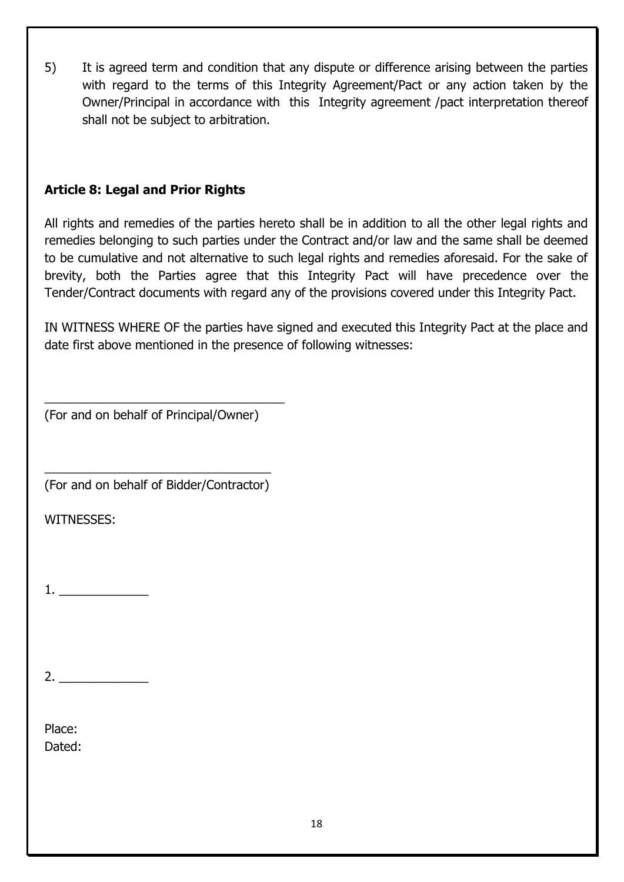5) It is agreed term and condition that any dispute or difference arising between the parties with regard to the terms of this Integrity Agreement/Pact or any action taken by the Owner/Principal in accordance with this Integrity agreement /pact interpretation thereof shall not be subject to arbitration.

**Article 8: Legal and Prior Rights**

All rights and remedies of the parties hereto shall be in addition to all the other legal rights and remedies belonging to such parties under the Contract and/or law and the same shall be deemed to be cumulative and not alternative to such legal rights and remedies aforesaid. For the sake of brevity, both the Parties agree that this Integrity Pact will have precedence over the Tender/Contract documents with regard any of the provisions covered under this Integrity Pact.

IN WITNESS WHERE OF the parties have signed and executed this Integrity Pact at the place and date first above mentioned in the presence of following witnesses:

___________________________________
(For and on behalf of Principal/Owner)

_________________________________
(For and on behalf of Bidder/Contractor)

WITNESSES:

1. _____________

2. _____________

Place:
Dated: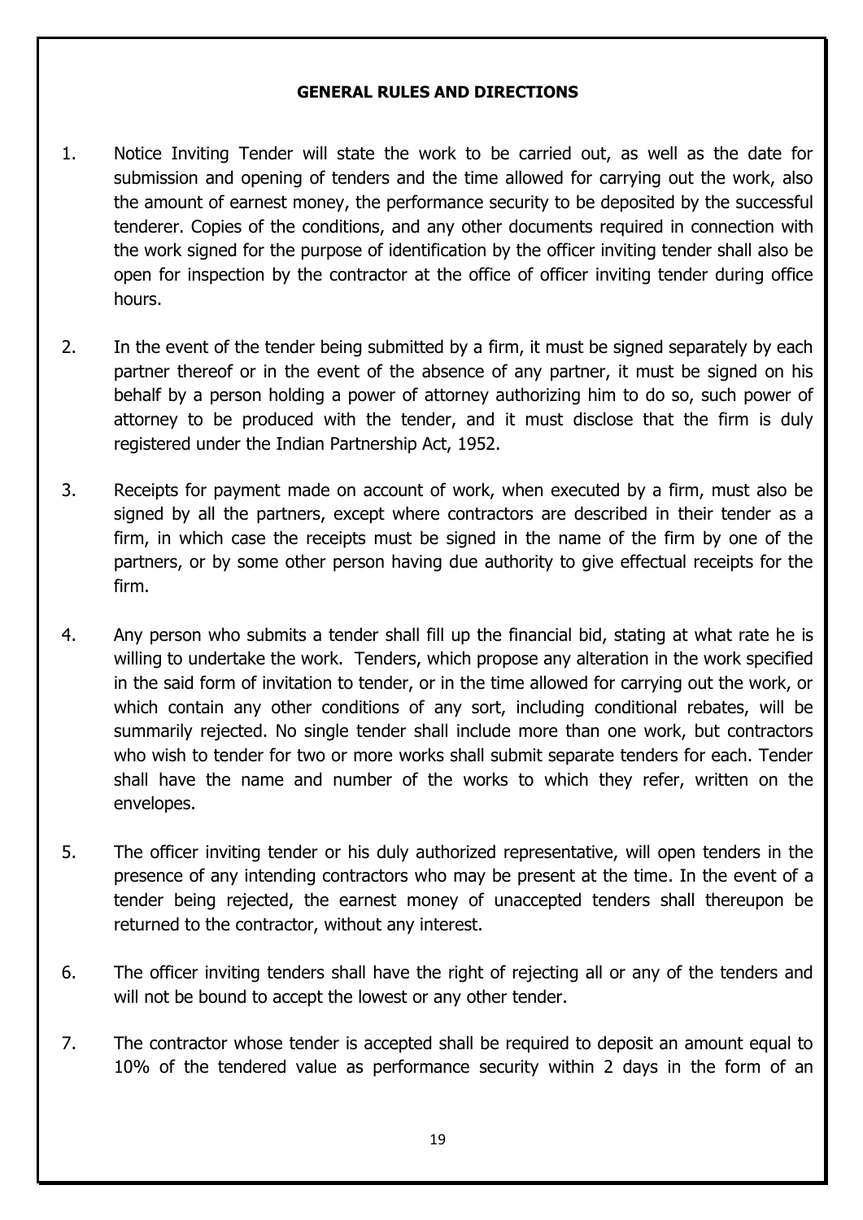## GENERAL RULES AND DIRECTIONS

1. Notice Inviting Tender will state the work to be carried out, as well as the date for submission and opening of tenders and the time allowed for carrying out the work, also the amount of earnest money, the performance security to be deposited by the successful tenderer. Copies of the conditions, and any other documents required in connection with the work signed for the purpose of identification by the officer inviting tender shall also be open for inspection by the contractor at the office of officer inviting tender during office hours.

2. In the event of the tender being submitted by a firm, it must be signed separately by each partner thereof or in the event of the absence of any partner, it must be signed on his behalf by a person holding a power of attorney authorizing him to do so, such power of attorney to be produced with the tender, and it must disclose that the firm is duly registered under the Indian Partnership Act, 1952.

3. Receipts for payment made on account of work, when executed by a firm, must also be signed by all the partners, except where contractors are described in their tender as a firm, in which case the receipts must be signed in the name of the firm by one of the partners, or by some other person having due authority to give effectual receipts for the firm.

4. Any person who submits a tender shall fill up the financial bid, stating at what rate he is willing to undertake the work. Tenders, which propose any alteration in the work specified in the said form of invitation to tender, or in the time allowed for carrying out the work, or which contain any other conditions of any sort, including conditional rebates, will be summarily rejected. No single tender shall include more than one work, but contractors who wish to tender for two or more works shall submit separate tenders for each. Tender shall have the name and number of the works to which they refer, written on the envelopes.

5. The officer inviting tender or his duly authorized representative, will open tenders in the presence of any intending contractors who may be present at the time. In the event of a tender being rejected, the earnest money of unaccepted tenders shall thereupon be returned to the contractor, without any interest.

6. The officer inviting tenders shall have the right of rejecting all or any of the tenders and will not be bound to accept the lowest or any other tender.

7. The contractor whose tender is accepted shall be required to deposit an amount equal to 10% of the tendered value as performance security within 2 days in the form of an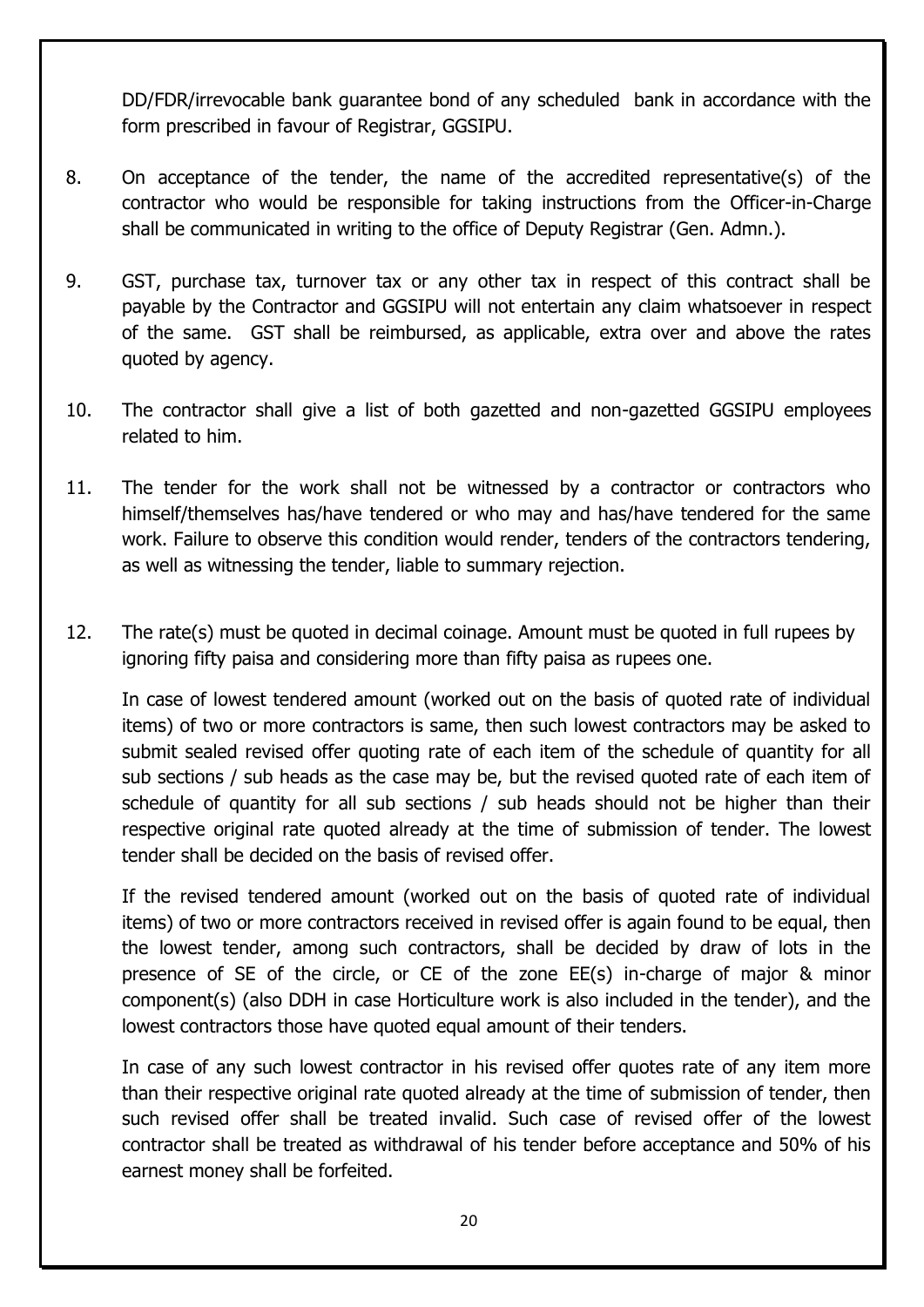DD/FDR/irrevocable bank guarantee bond of any scheduled bank in accordance with the form prescribed in favour of Registrar, GGSIPU.

8. On acceptance of the tender, the name of the accredited representative(s) of the contractor who would be responsible for taking instructions from the Officer-in-Charge shall be communicated in writing to the office of Deputy Registrar (Gen. Admn.).

9. GST, purchase tax, turnover tax or any other tax in respect of this contract shall be payable by the Contractor and GGSIPU will not entertain any claim whatsoever in respect of the same. GST shall be reimbursed, as applicable, extra over and above the rates quoted by agency.

10. The contractor shall give a list of both gazetted and non-gazetted GGSIPU employees related to him.

11. The tender for the work shall not be witnessed by a contractor or contractors who himself/themselves has/have tendered or who may and has/have tendered for the same work. Failure to observe this condition would render, tenders of the contractors tendering, as well as witnessing the tender, liable to summary rejection.

12. The rate(s) must be quoted in decimal coinage. Amount must be quoted in full rupees by ignoring fifty paisa and considering more than fifty paisa as rupees one.

    In case of lowest tendered amount (worked out on the basis of quoted rate of individual items) of two or more contractors is same, then such lowest contractors may be asked to submit sealed revised offer quoting rate of each item of the schedule of quantity for all sub sections / sub heads as the case may be, but the revised quoted rate of each item of schedule of quantity for all sub sections / sub heads should not be higher than their respective original rate quoted already at the time of submission of tender. The lowest tender shall be decided on the basis of revised offer.

    If the revised tendered amount (worked out on the basis of quoted rate of individual items) of two or more contractors received in revised offer is again found to be equal, then the lowest tender, among such contractors, shall be decided by draw of lots in the presence of SE of the circle, or CE of the zone EE(s) in-charge of major & minor component(s) (also DDH in case Horticulture work is also included in the tender), and the lowest contractors those have quoted equal amount of their tenders.

    In case of any such lowest contractor in his revised offer quotes rate of any item more than their respective original rate quoted already at the time of submission of tender, then such revised offer shall be treated invalid. Such case of revised offer of the lowest contractor shall be treated as withdrawal of his tender before acceptance and 50% of his earnest money shall be forfeited.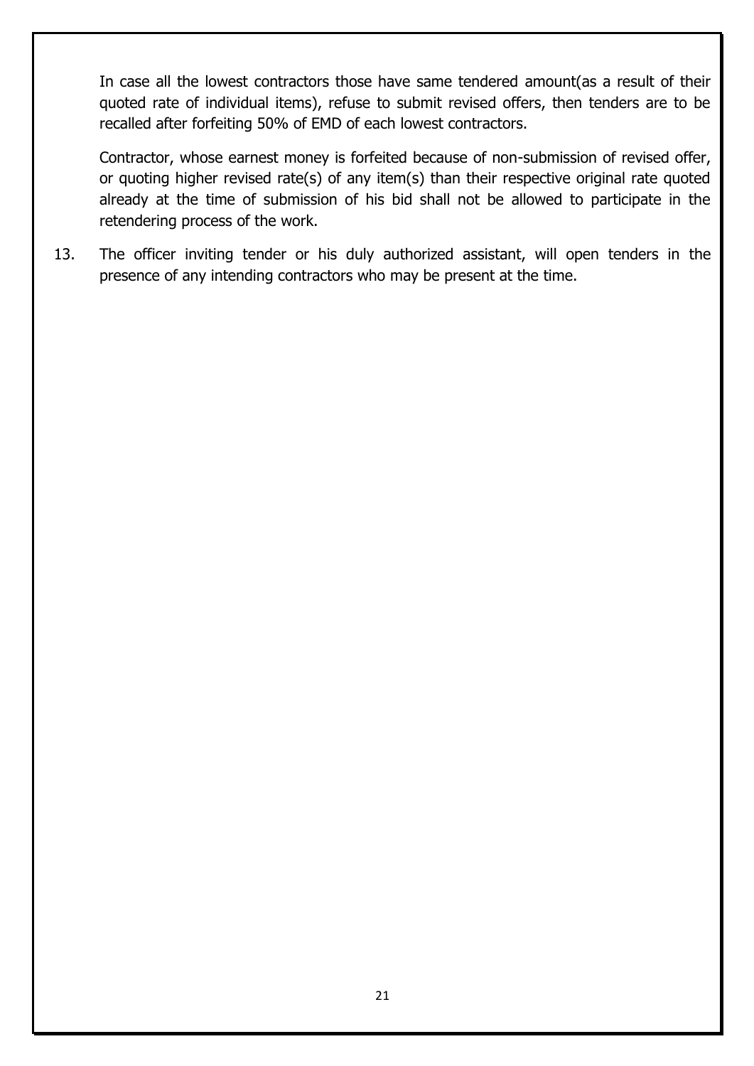In case all the lowest contractors those have same tendered amount(as a result of their quoted rate of individual items), refuse to submit revised offers, then tenders are to be recalled after forfeiting 50% of EMD of each lowest contractors.

Contractor, whose earnest money is forfeited because of non-submission of revised offer, or quoting higher revised rate(s) of any item(s) than their respective original rate quoted already at the time of submission of his bid shall not be allowed to participate in the retendering process of the work.

13. The officer inviting tender or his duly authorized assistant, will open tenders in the presence of any intending contractors who may be present at the time.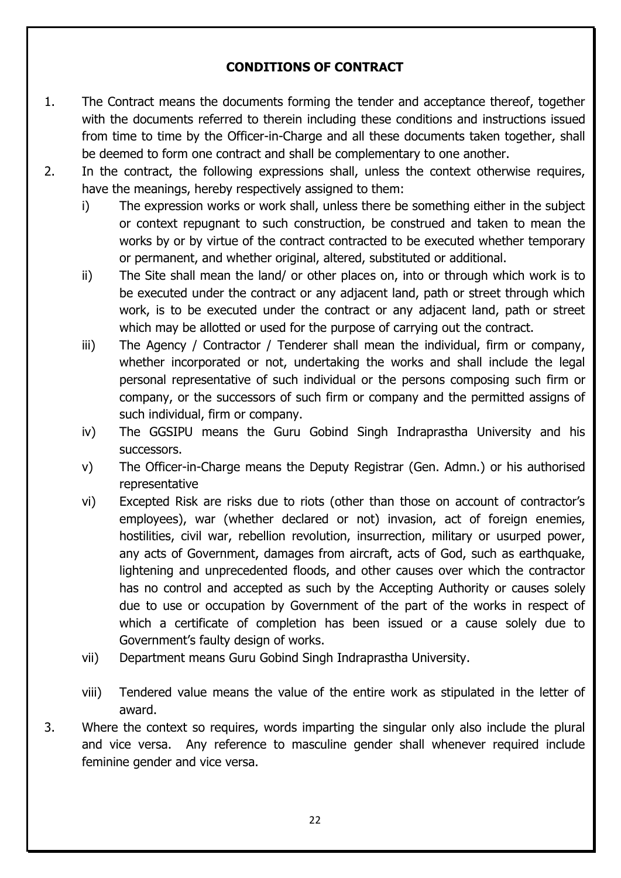## CONDITIONS OF CONTRACT

1. The Contract means the documents forming the tender and acceptance thereof, together with the documents referred to therein including these conditions and instructions issued from time to time by the Officer-in-Charge and all these documents taken together, shall be deemed to form one contract and shall be complementary to one another.
2. In the contract, the following expressions shall, unless the context otherwise requires, have the meanings, hereby respectively assigned to them:
   i) The expression works or work shall, unless there be something either in the subject or context repugnant to such construction, be construed and taken to mean the works by or by virtue of the contract contracted to be executed whether temporary or permanent, and whether original, altered, substituted or additional.
   ii) The Site shall mean the land/ or other places on, into or through which work is to be executed under the contract or any adjacent land, path or street through which work, is to be executed under the contract or any adjacent land, path or street which may be allotted or used for the purpose of carrying out the contract.
   iii) The Agency / Contractor / Tenderer shall mean the individual, firm or company, whether incorporated or not, undertaking the works and shall include the legal personal representative of such individual or the persons composing such firm or company, or the successors of such firm or company and the permitted assigns of such individual, firm or company.
   iv) The GGSIPU means the Guru Gobind Singh Indraprastha University and his successors.
   v) The Officer-in-Charge means the Deputy Registrar (Gen. Admn.) or his authorised representative
   vi) Excepted Risk are risks due to riots (other than those on account of contractor's employees), war (whether declared or not) invasion, act of foreign enemies, hostilities, civil war, rebellion revolution, insurrection, military or usurped power, any acts of Government, damages from aircraft, acts of God, such as earthquake, lightening and unprecedented floods, and other causes over which the contractor has no control and accepted as such by the Accepting Authority or causes solely due to use or occupation by Government of the part of the works in respect of which a certificate of completion has been issued or a cause solely due to Government's faulty design of works.
   vii) Department means Guru Gobind Singh Indraprastha University.
   viii) Tendered value means the value of the entire work as stipulated in the letter of award.
3. Where the context so requires, words imparting the singular only also include the plural and vice versa. Any reference to masculine gender shall whenever required include feminine gender and vice versa.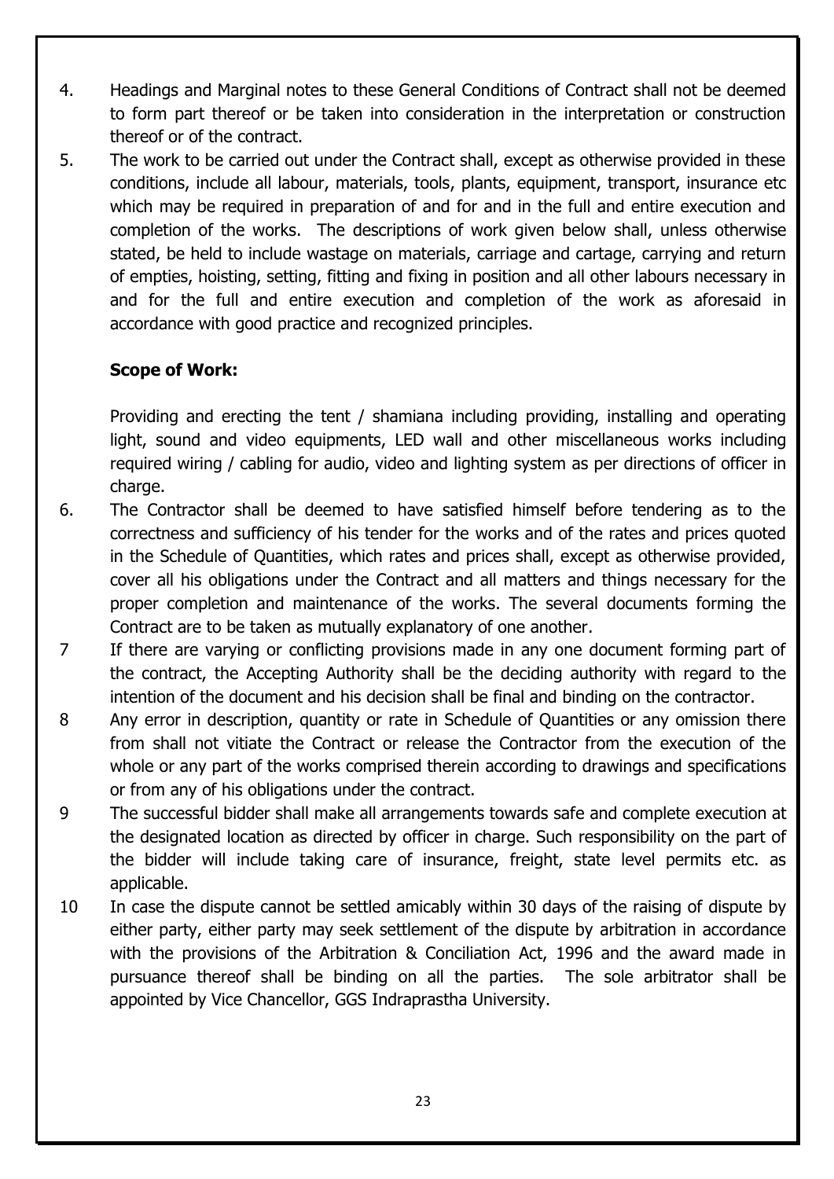4. Headings and Marginal notes to these General Conditions of Contract shall not be deemed to form part thereof or be taken into consideration in the interpretation or construction thereof or of the contract.
5. The work to be carried out under the Contract shall, except as otherwise provided in these conditions, include all labour, materials, tools, plants, equipment, transport, insurance etc which may be required in preparation of and for and in the full and entire execution and completion of the works. The descriptions of work given below shall, unless otherwise stated, be held to include wastage on materials, carriage and cartage, carrying and return of empties, hoisting, setting, fitting and fixing in position and all other labours necessary in and for the full and entire execution and completion of the work as aforesaid in accordance with good practice and recognized principles.

   **Scope of Work:**

   Providing and erecting the tent / shamiana including providing, installing and operating light, sound and video equipments, LED wall and other miscellaneous works including required wiring / cabling for audio, video and lighting system as per directions of officer in charge.
6. The Contractor shall be deemed to have satisfied himself before tendering as to the correctness and sufficiency of his tender for the works and of the rates and prices quoted in the Schedule of Quantities, which rates and prices shall, except as otherwise provided, cover all his obligations under the Contract and all matters and things necessary for the proper completion and maintenance of the works. The several documents forming the Contract are to be taken as mutually explanatory of one another.
7. If there are varying or conflicting provisions made in any one document forming part of the contract, the Accepting Authority shall be the deciding authority with regard to the intention of the document and his decision shall be final and binding on the contractor.
8. Any error in description, quantity or rate in Schedule of Quantities or any omission there from shall not vitiate the Contract or release the Contractor from the execution of the whole or any part of the works comprised therein according to drawings and specifications or from any of his obligations under the contract.
9. The successful bidder shall make all arrangements towards safe and complete execution at the designated location as directed by officer in charge. Such responsibility on the part of the bidder will include taking care of insurance, freight, state level permits etc. as applicable.
10. In case the dispute cannot be settled amicably within 30 days of the raising of dispute by either party, either party may seek settlement of the dispute by arbitration in accordance with the provisions of the Arbitration & Conciliation Act, 1996 and the award made in pursuance thereof shall be binding on all the parties. The sole arbitrator shall be appointed by Vice Chancellor, GGS Indraprastha University.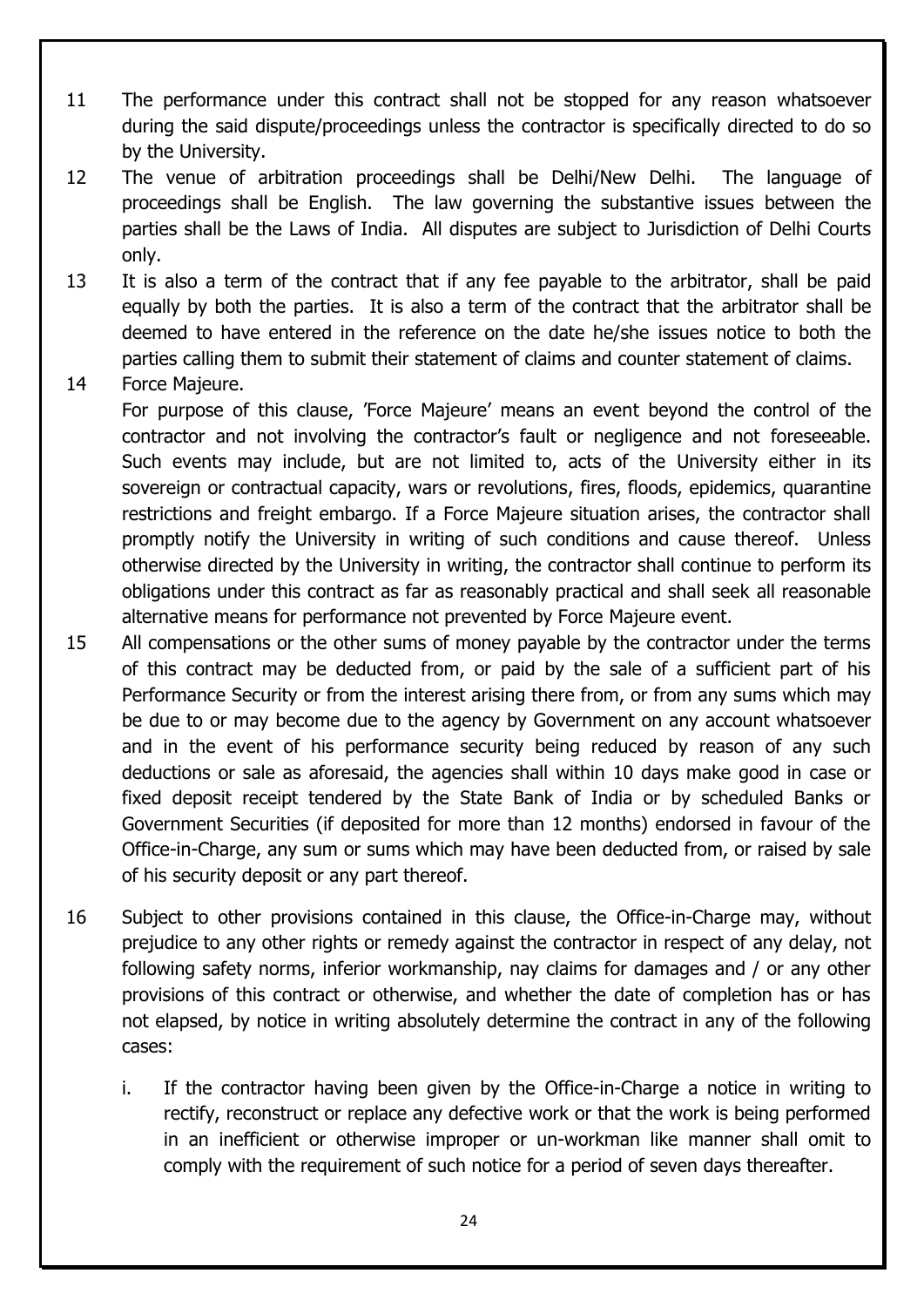11 The performance under this contract shall not be stopped for any reason whatsoever during the said dispute/proceedings unless the contractor is specifically directed to do so by the University.

12 The venue of arbitration proceedings shall be Delhi/New Delhi. The language of proceedings shall be English. The law governing the substantive issues between the parties shall be the Laws of India. All disputes are subject to Jurisdiction of Delhi Courts only.

13 It is also a term of the contract that if any fee payable to the arbitrator, shall be paid equally by both the parties. It is also a term of the contract that the arbitrator shall be deemed to have entered in the reference on the date he/she issues notice to both the parties calling them to submit their statement of claims and counter statement of claims.

14 Force Majeure.

For purpose of this clause, 'Force Majeure' means an event beyond the control of the contractor and not involving the contractor's fault or negligence and not foreseeable. Such events may include, but are not limited to, acts of the University either in its sovereign or contractual capacity, wars or revolutions, fires, floods, epidemics, quarantine restrictions and freight embargo. If a Force Majeure situation arises, the contractor shall promptly notify the University in writing of such conditions and cause thereof. Unless otherwise directed by the University in writing, the contractor shall continue to perform its obligations under this contract as far as reasonably practical and shall seek all reasonable alternative means for performance not prevented by Force Majeure event.

15 All compensations or the other sums of money payable by the contractor under the terms of this contract may be deducted from, or paid by the sale of a sufficient part of his Performance Security or from the interest arising there from, or from any sums which may be due to or may become due to the agency by Government on any account whatsoever and in the event of his performance security being reduced by reason of any such deductions or sale as aforesaid, the agencies shall within 10 days make good in case or fixed deposit receipt tendered by the State Bank of India or by scheduled Banks or Government Securities (if deposited for more than 12 months) endorsed in favour of the Office-in-Charge, any sum or sums which may have been deducted from, or raised by sale of his security deposit or any part thereof.

16 Subject to other provisions contained in this clause, the Office-in-Charge may, without prejudice to any other rights or remedy against the contractor in respect of any delay, not following safety norms, inferior workmanship, nay claims for damages and / or any other provisions of this contract or otherwise, and whether the date of completion has or has not elapsed, by notice in writing absolutely determine the contract in any of the following cases:

i. If the contractor having been given by the Office-in-Charge a notice in writing to rectify, reconstruct or replace any defective work or that the work is being performed in an inefficient or otherwise improper or un-workman like manner shall omit to comply with the requirement of such notice for a period of seven days thereafter.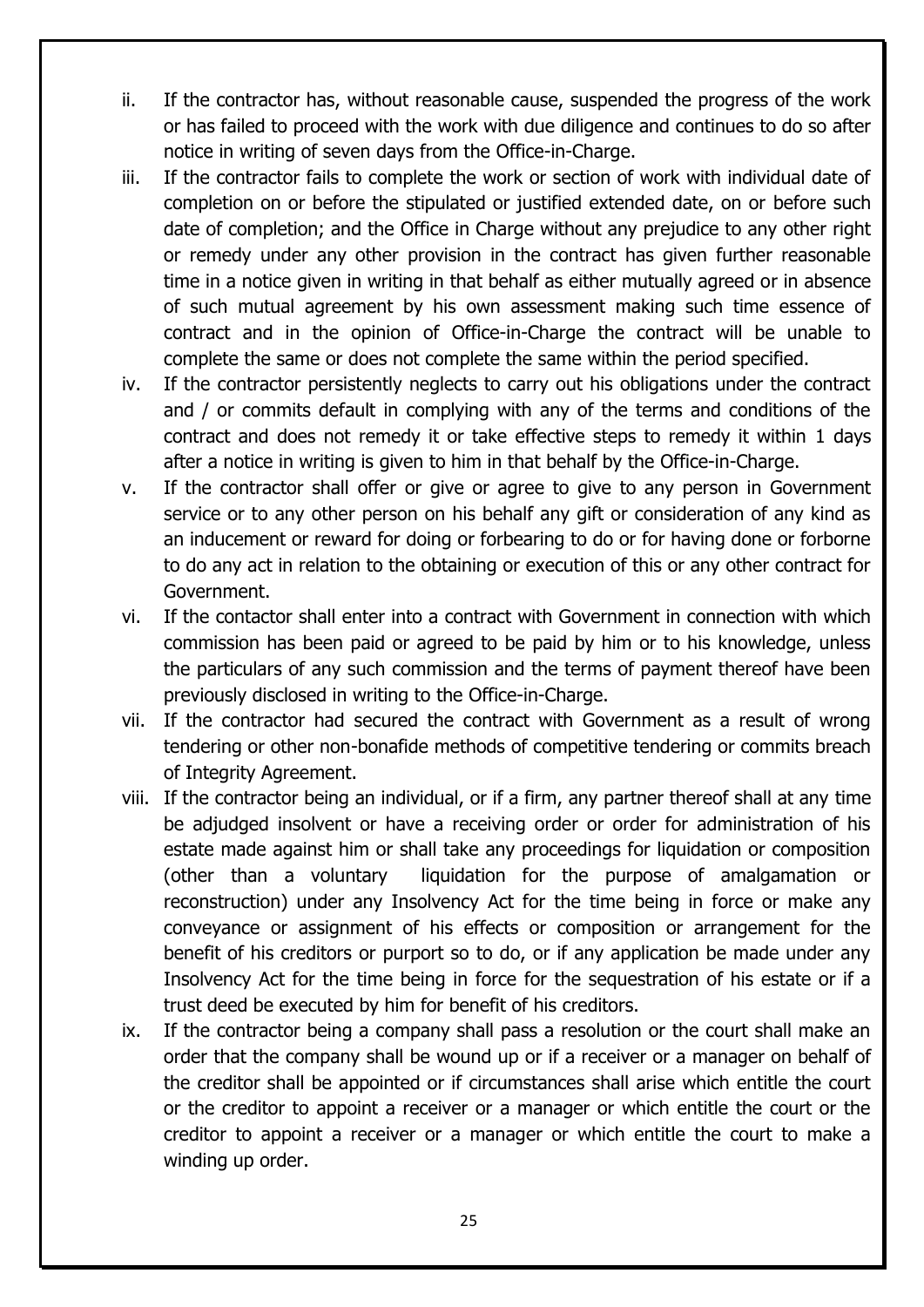ii. If the contractor has, without reasonable cause, suspended the progress of the work or has failed to proceed with the work with due diligence and continues to do so after notice in writing of seven days from the Office-in-Charge.

iii. If the contractor fails to complete the work or section of work with individual date of completion on or before the stipulated or justified extended date, on or before such date of completion; and the Office in Charge without any prejudice to any other right or remedy under any other provision in the contract has given further reasonable time in a notice given in writing in that behalf as either mutually agreed or in absence of such mutual agreement by his own assessment making such time essence of contract and in the opinion of Office-in-Charge the contract will be unable to complete the same or does not complete the same within the period specified.

iv. If the contractor persistently neglects to carry out his obligations under the contract and / or commits default in complying with any of the terms and conditions of the contract and does not remedy it or take effective steps to remedy it within 1 days after a notice in writing is given to him in that behalf by the Office-in-Charge.

v. If the contractor shall offer or give or agree to give to any person in Government service or to any other person on his behalf any gift or consideration of any kind as an inducement or reward for doing or forbearing to do or for having done or forborne to do any act in relation to the obtaining or execution of this or any other contract for Government.

vi. If the contactor shall enter into a contract with Government in connection with which commission has been paid or agreed to be paid by him or to his knowledge, unless the particulars of any such commission and the terms of payment thereof have been previously disclosed in writing to the Office-in-Charge.

vii. If the contractor had secured the contract with Government as a result of wrong tendering or other non-bonafide methods of competitive tendering or commits breach of Integrity Agreement.

viii. If the contractor being an individual, or if a firm, any partner thereof shall at any time be adjudged insolvent or have a receiving order or order for administration of his estate made against him or shall take any proceedings for liquidation or composition (other than a voluntary liquidation for the purpose of amalgamation or reconstruction) under any Insolvency Act for the time being in force or make any conveyance or assignment of his effects or composition or arrangement for the benefit of his creditors or purport so to do, or if any application be made under any Insolvency Act for the time being in force for the sequestration of his estate or if a trust deed be executed by him for benefit of his creditors.

ix. If the contractor being a company shall pass a resolution or the court shall make an order that the company shall be wound up or if a receiver or a manager on behalf of the creditor shall be appointed or if circumstances shall arise which entitle the court or the creditor to appoint a receiver or a manager or which entitle the court or the creditor to appoint a receiver or a manager or which entitle the court to make a winding up order.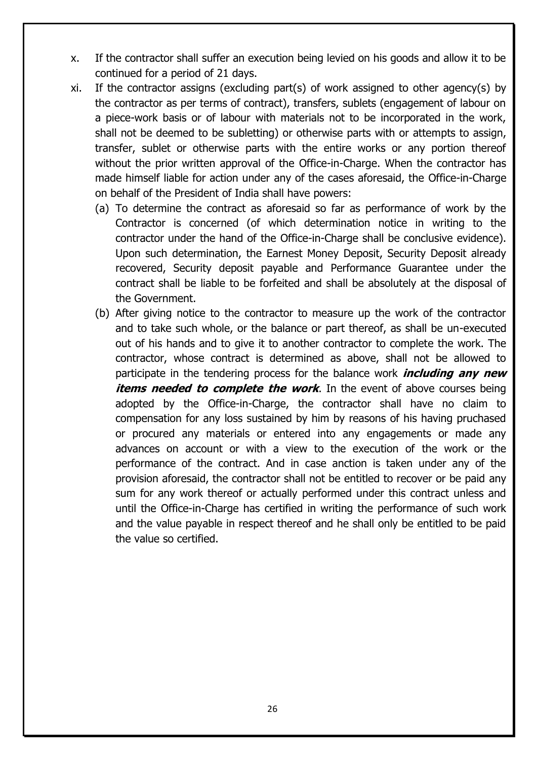x. If the contractor shall suffer an execution being levied on his goods and allow it to be continued for a period of 21 days.

xi. If the contractor assigns (excluding part(s) of work assigned to other agency(s) by the contractor as per terms of contract), transfers, sublets (engagement of labour on a piece-work basis or of labour with materials not to be incorporated in the work, shall not be deemed to be subletting) or otherwise parts with or attempts to assign, transfer, sublet or otherwise parts with the entire works or any portion thereof without the prior written approval of the Office-in-Charge. When the contractor has made himself liable for action under any of the cases aforesaid, the Office-in-Charge on behalf of the President of India shall have powers:

   (a) To determine the contract as aforesaid so far as performance of work by the Contractor is concerned (of which determination notice in writing to the contractor under the hand of the Office-in-Charge shall be conclusive evidence). Upon such determination, the Earnest Money Deposit, Security Deposit already recovered, Security deposit payable and Performance Guarantee under the contract shall be liable to be forfeited and shall be absolutely at the disposal of the Government.

   (b) After giving notice to the contractor to measure up the work of the contractor and to take such whole, or the balance or part thereof, as shall be un-executed out of his hands and to give it to another contractor to complete the work. The contractor, whose contract is determined as above, shall not be allowed to participate in the tendering process for the balance work ***including any new items needed to complete the work***. In the event of above courses being adopted by the Office-in-Charge, the contractor shall have no claim to compensation for any loss sustained by him by reasons of his having pruchased or procured any materials or entered into any engagements or made any advances on account or with a view to the execution of the work or the performance of the contract. And in case anction is taken under any of the provision aforesaid, the contractor shall not be entitled to recover or be paid any sum for any work thereof or actually performed under this contract unless and until the Office-in-Charge has certified in writing the performance of such work and the value payable in respect thereof and he shall only be entitled to be paid the value so certified.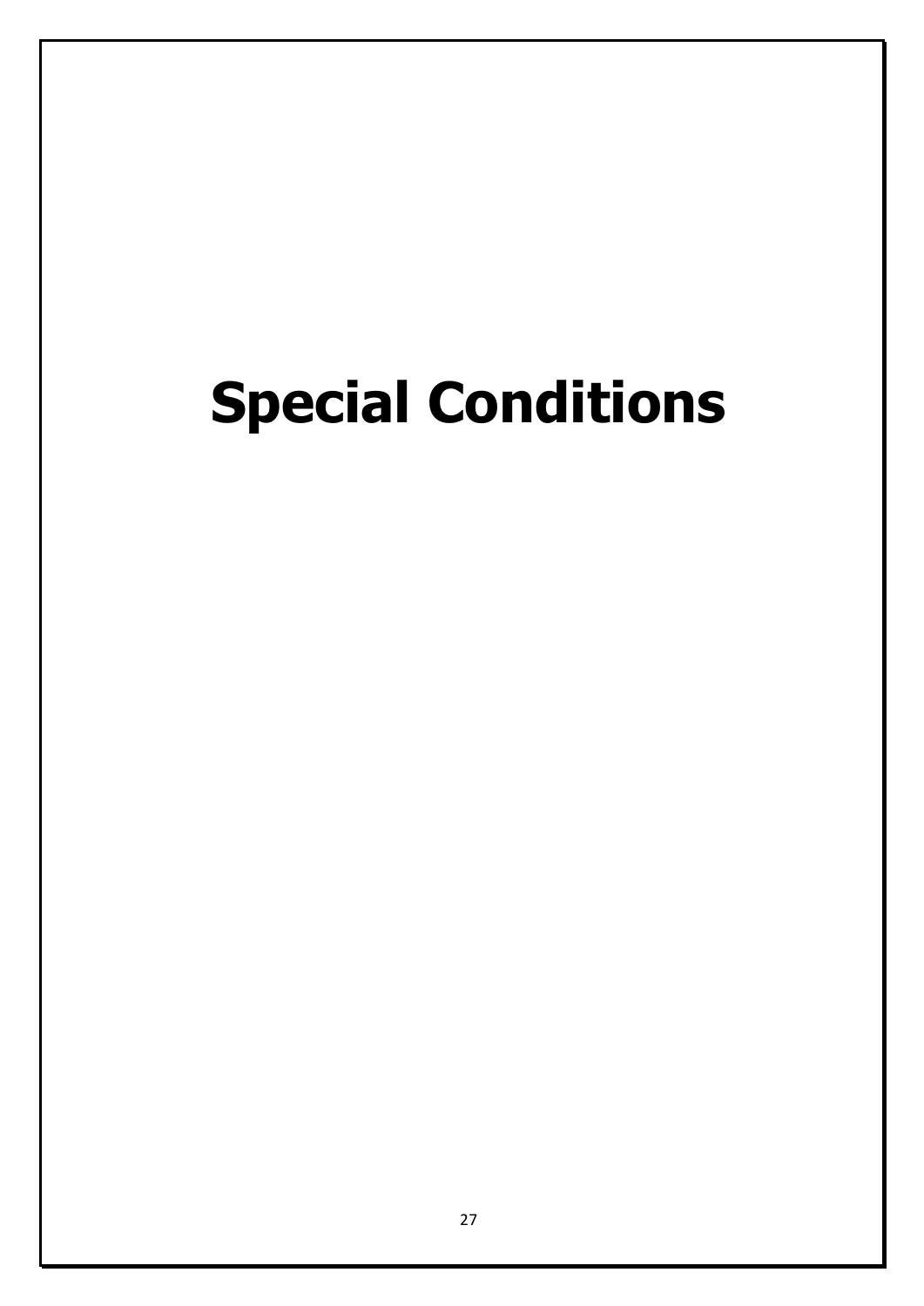# Special Conditions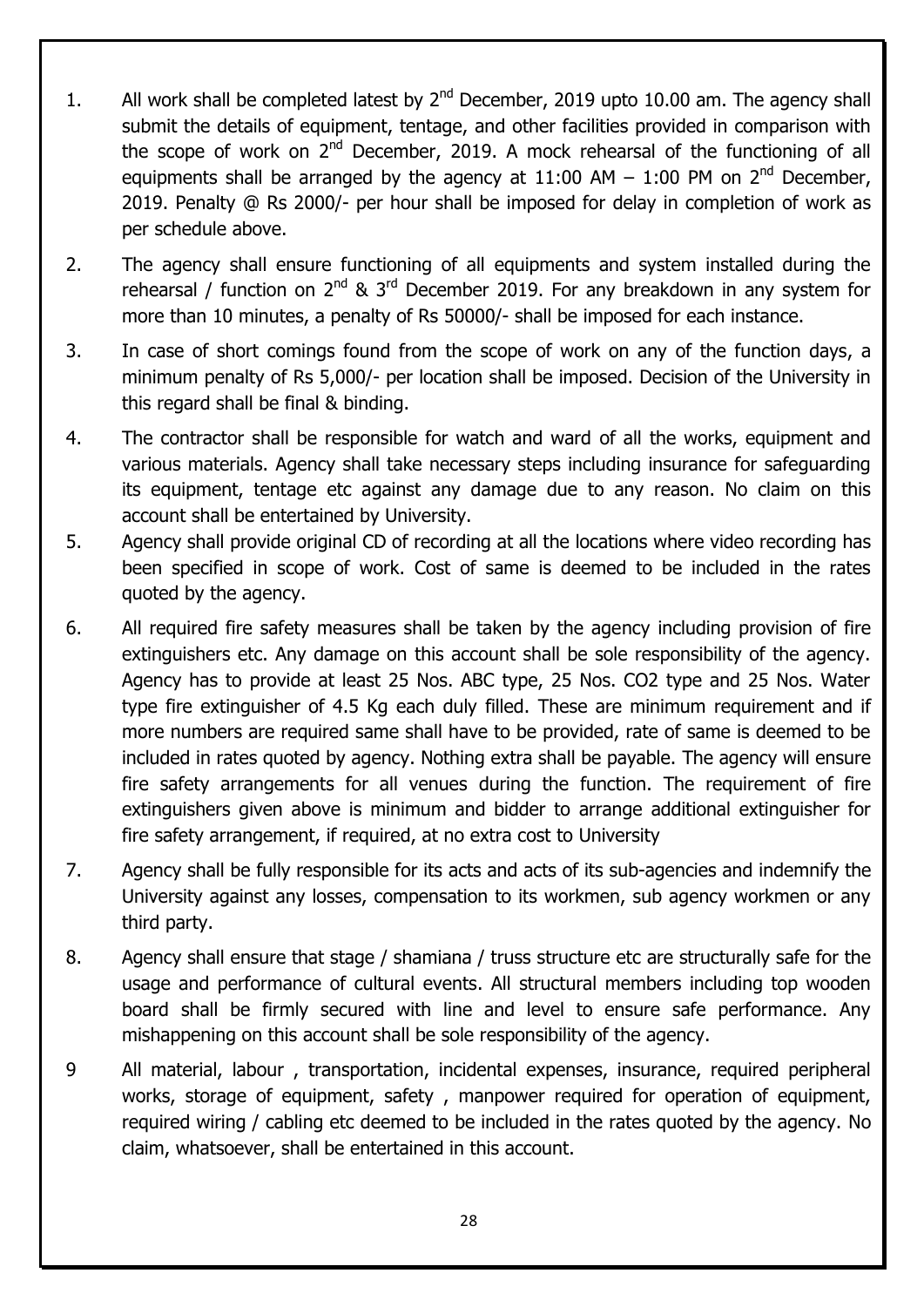1. All work shall be completed latest by 2nd December, 2019 upto 10.00 am. The agency shall submit the details of equipment, tentage, and other facilities provided in comparison with the scope of work on 2nd December, 2019. A mock rehearsal of the functioning of all equipments shall be arranged by the agency at 11:00 AM – 1:00 PM on 2nd December, 2019. Penalty @ Rs 2000/- per hour shall be imposed for delay in completion of work as per schedule above.

2. The agency shall ensure functioning of all equipments and system installed during the rehearsal / function on 2nd & 3rd December 2019. For any breakdown in any system for more than 10 minutes, a penalty of Rs 50000/- shall be imposed for each instance.

3. In case of short comings found from the scope of work on any of the function days, a minimum penalty of Rs 5,000/- per location shall be imposed. Decision of the University in this regard shall be final & binding.

4. The contractor shall be responsible for watch and ward of all the works, equipment and various materials. Agency shall take necessary steps including insurance for safeguarding its equipment, tentage etc against any damage due to any reason. No claim on this account shall be entertained by University.

5. Agency shall provide original CD of recording at all the locations where video recording has been specified in scope of work. Cost of same is deemed to be included in the rates quoted by the agency.

6. All required fire safety measures shall be taken by the agency including provision of fire extinguishers etc. Any damage on this account shall be sole responsibility of the agency. Agency has to provide at least 25 Nos. ABC type, 25 Nos. $CO_2$ type and 25 Nos. Water type fire extinguisher of 4.5 Kg each duly filled. These are minimum requirement and if more numbers are required same shall have to be provided, rate of same is deemed to be included in rates quoted by agency. Nothing extra shall be payable. The agency will ensure fire safety arrangements for all venues during the function. The requirement of fire extinguishers given above is minimum and bidder to arrange additional extinguisher for fire safety arrangement, if required, at no extra cost to University

7. Agency shall be fully responsible for its acts and acts of its sub-agencies and indemnify the University against any losses, compensation to its workmen, sub agency workmen or any third party.

8. Agency shall ensure that stage / shamiana / truss structure etc are structurally safe for the usage and performance of cultural events. All structural members including top wooden board shall be firmly secured with line and level to ensure safe performance. Any mishappening on this account shall be sole responsibility of the agency.

9. All material, labour , transportation, incidental expenses, insurance, required peripheral works, storage of equipment, safety , manpower required for operation of equipment, required wiring / cabling etc deemed to be included in the rates quoted by the agency. No claim, whatsoever, shall be entertained in this account.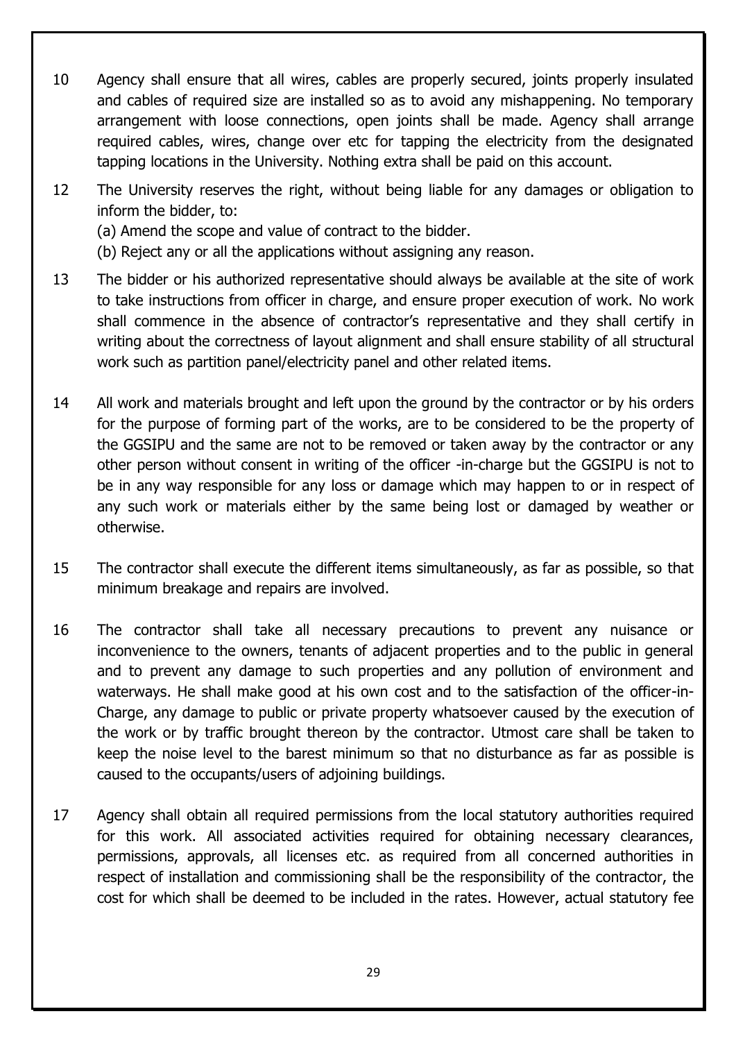10 Agency shall ensure that all wires, cables are properly secured, joints properly insulated and cables of required size are installed so as to avoid any mishappening. No temporary arrangement with loose connections, open joints shall be made. Agency shall arrange required cables, wires, change over etc for tapping the electricity from the designated tapping locations in the University. Nothing extra shall be paid on this account.

12 The University reserves the right, without being liable for any damages or obligation to inform the bidder, to:
(a) Amend the scope and value of contract to the bidder.
(b) Reject any or all the applications without assigning any reason.

13 The bidder or his authorized representative should always be available at the site of work to take instructions from officer in charge, and ensure proper execution of work. No work shall commence in the absence of contractor's representative and they shall certify in writing about the correctness of layout alignment and shall ensure stability of all structural work such as partition panel/electricity panel and other related items.

14 All work and materials brought and left upon the ground by the contractor or by his orders for the purpose of forming part of the works, are to be considered to be the property of the GGSIPU and the same are not to be removed or taken away by the contractor or any other person without consent in writing of the officer -in-charge but the GGSIPU is not to be in any way responsible for any loss or damage which may happen to or in respect of any such work or materials either by the same being lost or damaged by weather or otherwise.

15 The contractor shall execute the different items simultaneously, as far as possible, so that minimum breakage and repairs are involved.

16 The contractor shall take all necessary precautions to prevent any nuisance or inconvenience to the owners, tenants of adjacent properties and to the public in general and to prevent any damage to such properties and any pollution of environment and waterways. He shall make good at his own cost and to the satisfaction of the officer-in-Charge, any damage to public or private property whatsoever caused by the execution of the work or by traffic brought thereon by the contractor. Utmost care shall be taken to keep the noise level to the barest minimum so that no disturbance as far as possible is caused to the occupants/users of adjoining buildings.

17 Agency shall obtain all required permissions from the local statutory authorities required for this work. All associated activities required for obtaining necessary clearances, permissions, approvals, all licenses etc. as required from all concerned authorities in respect of installation and commissioning shall be the responsibility of the contractor, the cost for which shall be deemed to be included in the rates. However, actual statutory fee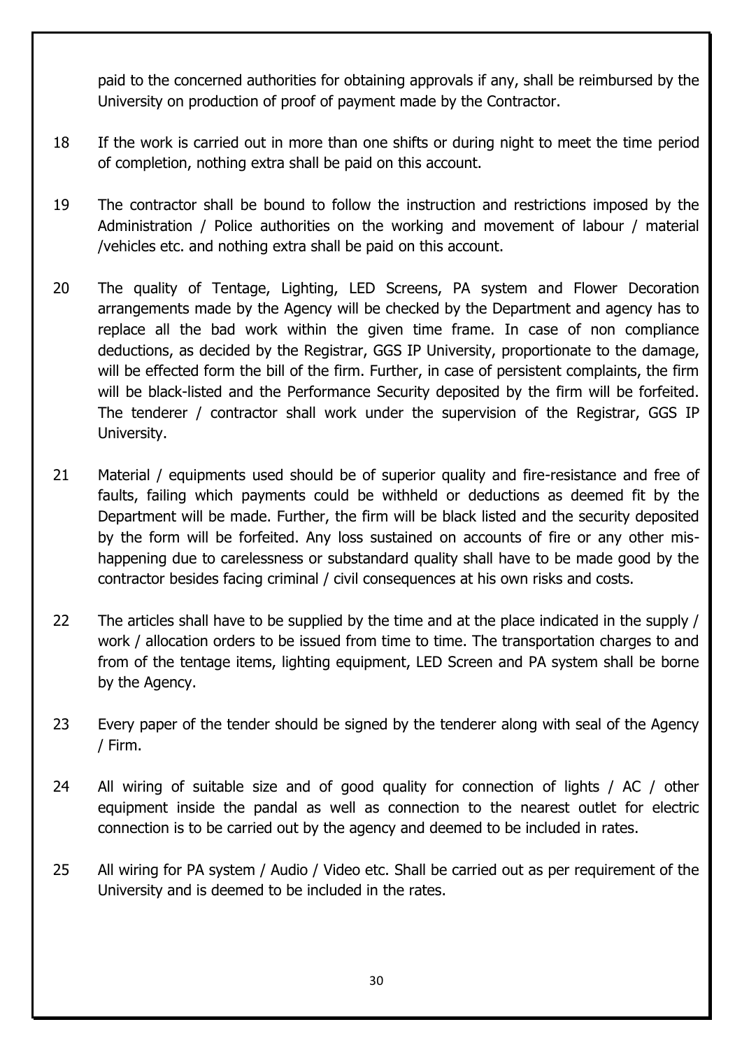paid to the concerned authorities for obtaining approvals if any, shall be reimbursed by the University on production of proof of payment made by the Contractor.

18 If the work is carried out in more than one shifts or during night to meet the time period of completion, nothing extra shall be paid on this account.

19 The contractor shall be bound to follow the instruction and restrictions imposed by the Administration / Police authorities on the working and movement of labour / material /vehicles etc. and nothing extra shall be paid on this account.

20 The quality of Tentage, Lighting, LED Screens, PA system and Flower Decoration arrangements made by the Agency will be checked by the Department and agency has to replace all the bad work within the given time frame. In case of non compliance deductions, as decided by the Registrar, GGS IP University, proportionate to the damage, will be effected form the bill of the firm. Further, in case of persistent complaints, the firm will be black-listed and the Performance Security deposited by the firm will be forfeited. The tenderer / contractor shall work under the supervision of the Registrar, GGS IP University.

21 Material / equipments used should be of superior quality and fire-resistance and free of faults, failing which payments could be withheld or deductions as deemed fit by the Department will be made. Further, the firm will be black listed and the security deposited by the form will be forfeited. Any loss sustained on accounts of fire or any other mis-happening due to carelessness or substandard quality shall have to be made good by the contractor besides facing criminal / civil consequences at his own risks and costs.

22 The articles shall have to be supplied by the time and at the place indicated in the supply / work / allocation orders to be issued from time to time. The transportation charges to and from of the tentage items, lighting equipment, LED Screen and PA system shall be borne by the Agency.

23 Every paper of the tender should be signed by the tenderer along with seal of the Agency / Firm.

24 All wiring of suitable size and of good quality for connection of lights / AC / other equipment inside the pandal as well as connection to the nearest outlet for electric connection is to be carried out by the agency and deemed to be included in rates.

25 All wiring for PA system / Audio / Video etc. Shall be carried out as per requirement of the University and is deemed to be included in the rates.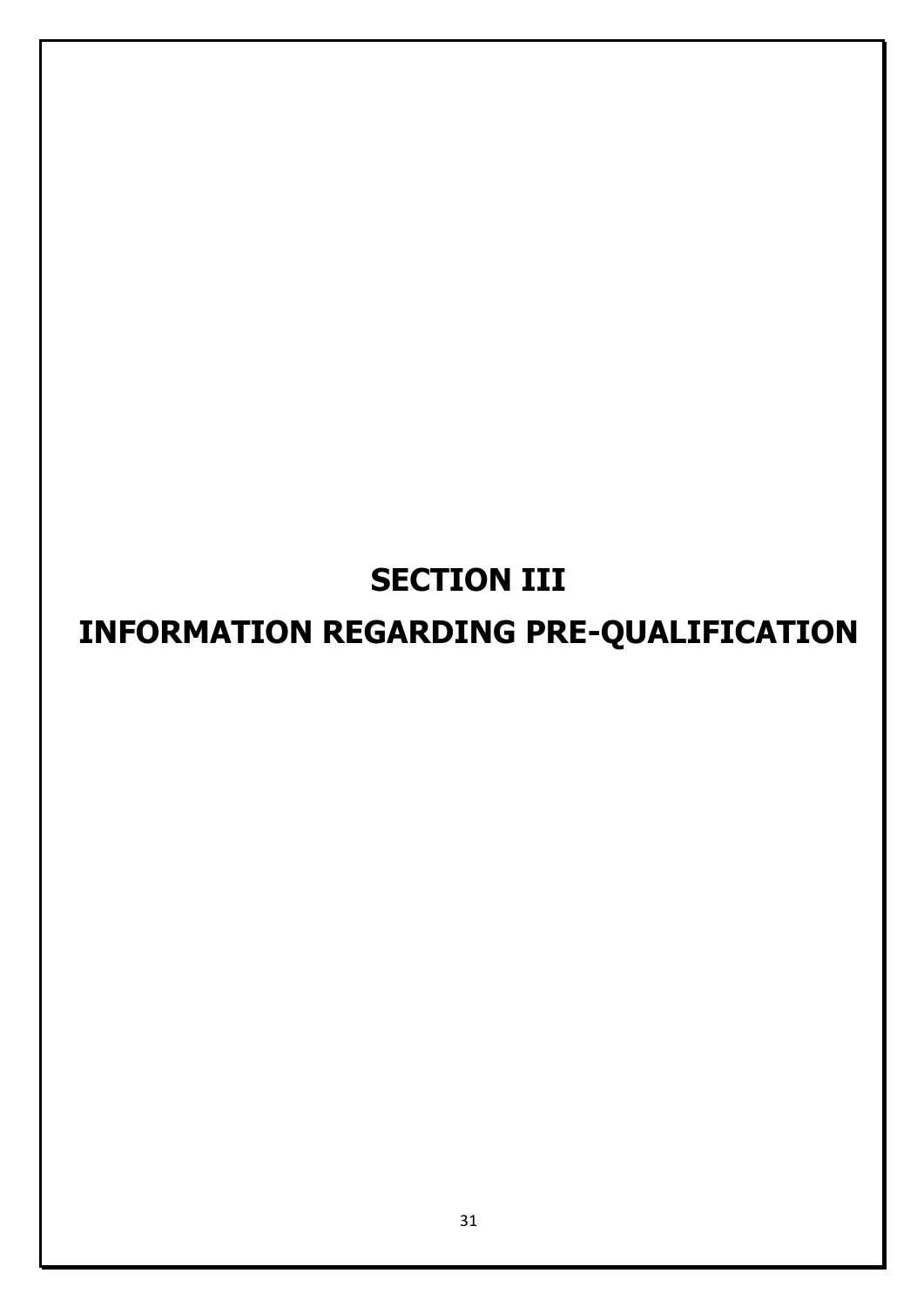# SECTION III

# INFORMATION REGARDING PRE-QUALIFICATION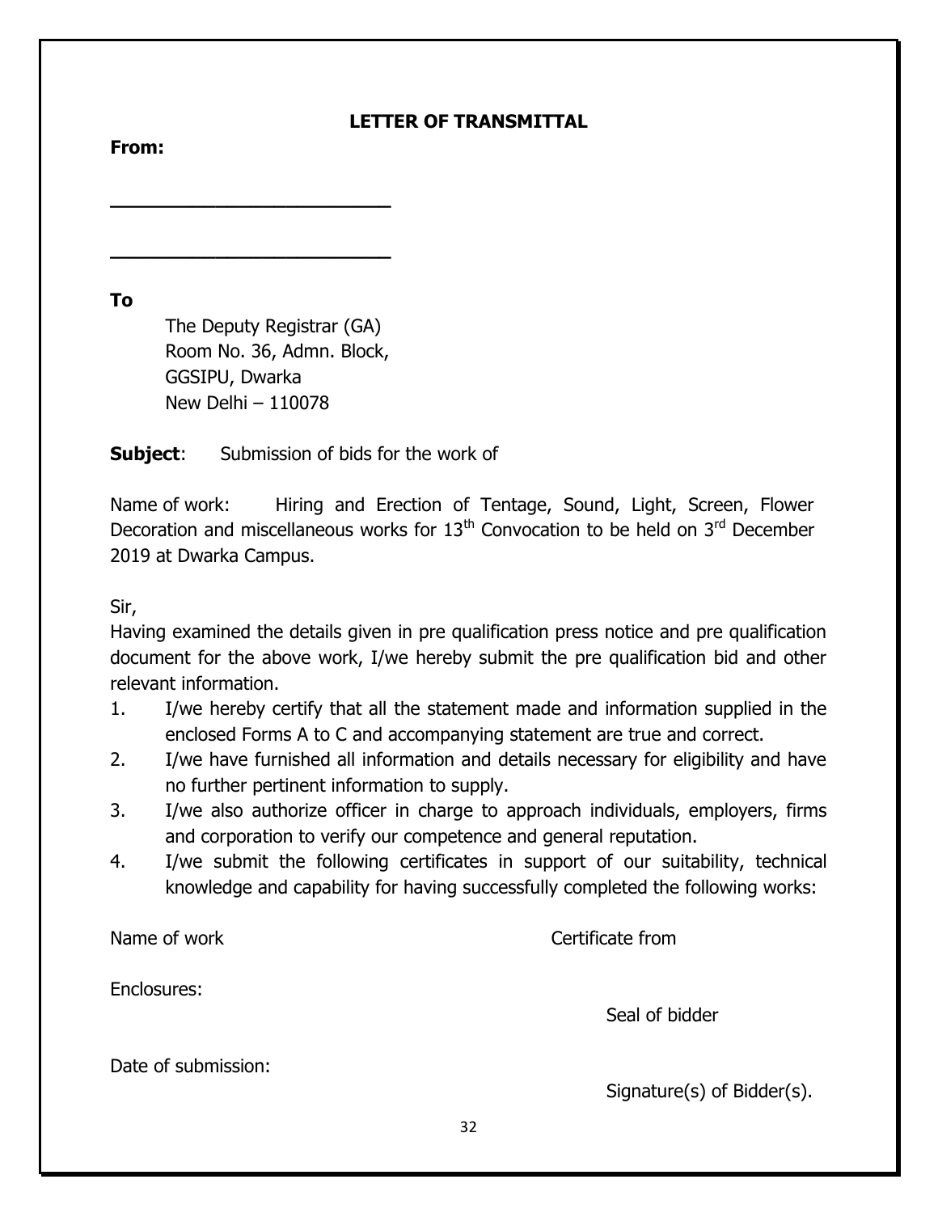## LETTER OF TRANSMITTAL

**From:**

___________________________

___________________________

**To**

The Deputy Registrar (GA)
Room No. 36, Admn. Block,
GGSIPU, Dwarka
New Delhi – 110078

**Subject**: Submission of bids for the work of

Name of work: Hiring and Erection of Tentage, Sound, Light, Screen, Flower Decoration and miscellaneous works for 13th Convocation to be held on 3rd December 2019 at Dwarka Campus.

Sir,

Having examined the details given in pre qualification press notice and pre qualification document for the above work, I/we hereby submit the pre qualification bid and other relevant information.

1. I/we hereby certify that all the statement made and information supplied in the enclosed Forms A to C and accompanying statement are true and correct.
2. I/we have furnished all information and details necessary for eligibility and have no further pertinent information to supply.
3. I/we also authorize officer in charge to approach individuals, employers, firms and corporation to verify our competence and general reputation.
4. I/we submit the following certificates in support of our suitability, technical knowledge and capability for having successfully completed the following works:

Name of work Certificate from

Enclosures:

Seal of bidder

Date of submission:

Signature(s) of Bidder(s).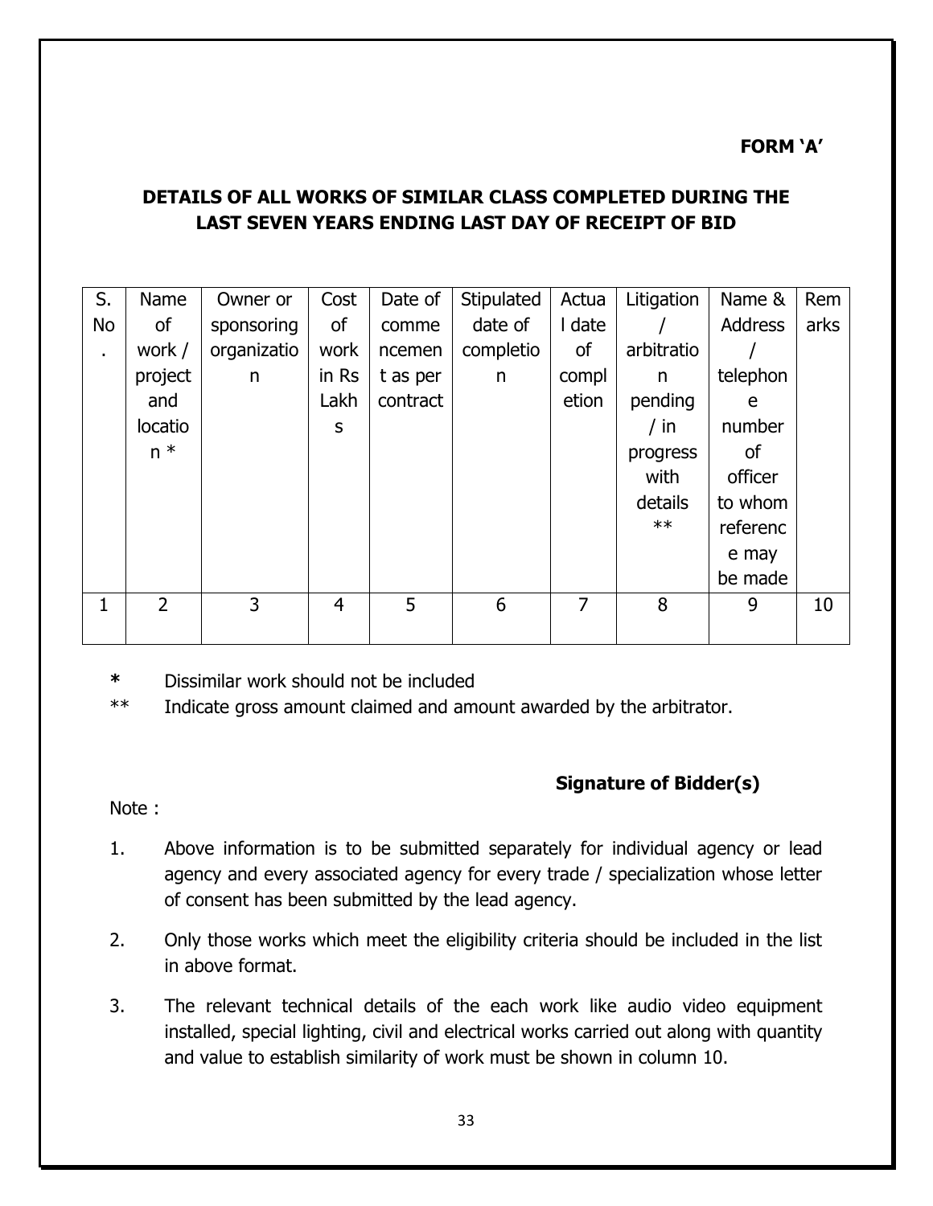**FORM 'A'**

## DETAILS OF ALL WORKS OF SIMILAR CLASS COMPLETED DURING THE LAST SEVEN YEARS ENDING LAST DAY OF RECEIPT OF BID

| S. No. | Name of work / project and location * | Owner or sponsoring organization | Cost of work in Rs Lakhs | Date of commencement as per contract | Stipulated date of completion | Actual date of completion | Litigation / arbitration pending / in progress with details ** | Name & Address / telephone number of officer to whom reference may be made | Remarks |
|---|---|---|---|---|---|---|---|---|---|
| 1 | 2 | 3 | 4 | 5 | 6 | 7 | 8 | 9 | 10 |

**\*** Dissimilar work should not be included

** Indicate gross amount claimed and amount awarded by the arbitrator.

**Signature of Bidder(s)**

Note :

1. Above information is to be submitted separately for individual agency or lead agency and every associated agency for every trade / specialization whose letter of consent has been submitted by the lead agency.
2. Only those works which meet the eligibility criteria should be included in the list in above format.
3. The relevant technical details of the each work like audio video equipment installed, special lighting, civil and electrical works carried out along with quantity and value to establish similarity of work must be shown in column 10.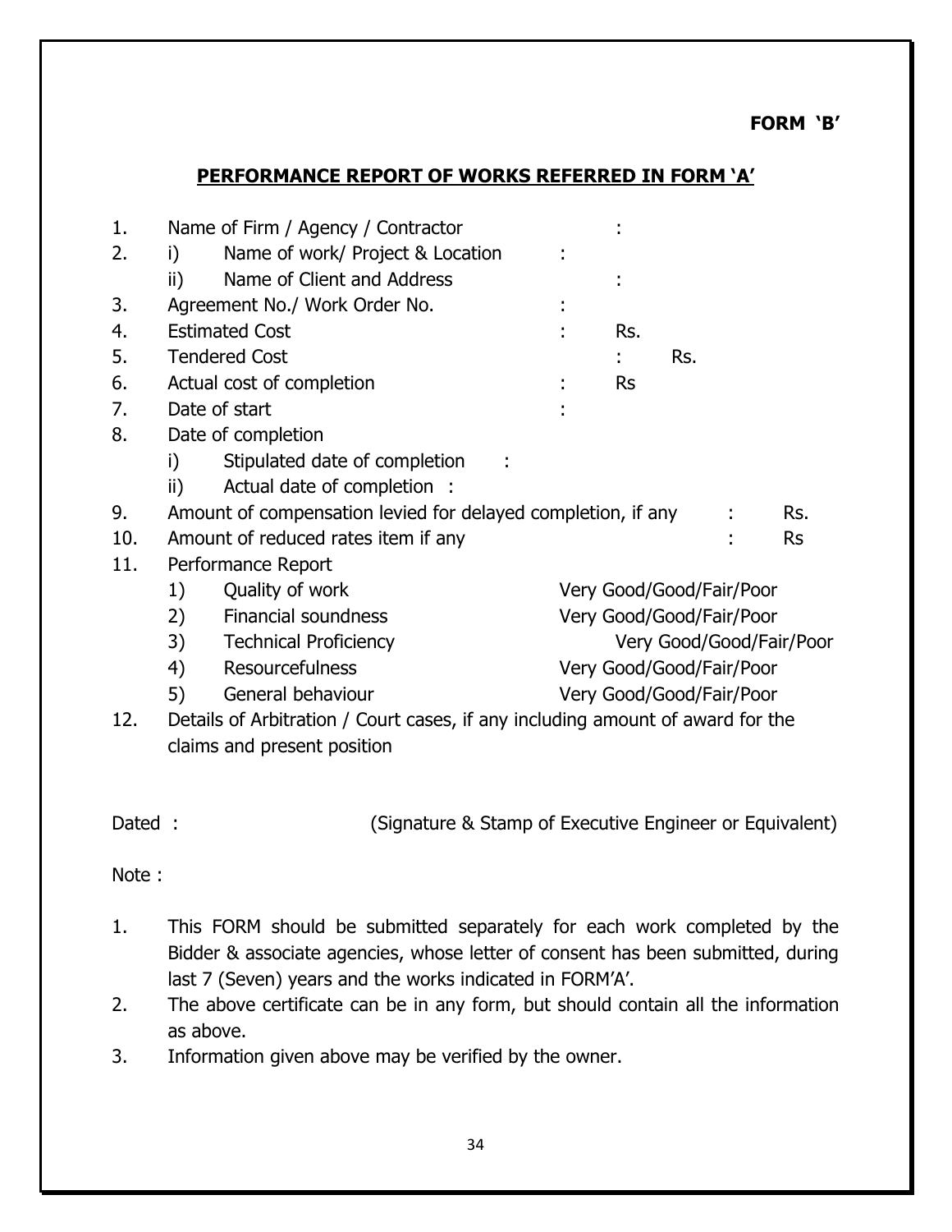**FORM 'B'**

## PERFORMANCE REPORT OF WORKS REFERRED IN FORM 'A'

1. Name of Firm / Agency / Contractor :
2. i) Name of work/ Project & Location :
   ii) Name of Client and Address :
3. Agreement No./ Work Order No. :
4. Estimated Cost : Rs.
5. Tendered Cost : Rs.
6. Actual cost of completion : Rs
7. Date of start :
8. Date of completion
   i) Stipulated date of completion :
   ii) Actual date of completion :
9. Amount of compensation levied for delayed completion, if any : Rs.
10. Amount of reduced rates item if any : Rs
11. Performance Report
    1) Quality of work Very Good/Good/Fair/Poor
    2) Financial soundness Very Good/Good/Fair/Poor
    3) Technical Proficiency Very Good/Good/Fair/Poor
    4) Resourcefulness Very Good/Good/Fair/Poor
    5) General behaviour Very Good/Good/Fair/Poor
12. Details of Arbitration / Court cases, if any including amount of award for the claims and present position

Dated : (Signature & Stamp of Executive Engineer or Equivalent)

Note :

1. This FORM should be submitted separately for each work completed by the Bidder & associate agencies, whose letter of consent has been submitted, during last 7 (Seven) years and the works indicated in FORM'A'.
2. The above certificate can be in any form, but should contain all the information as above.
3. Information given above may be verified by the owner.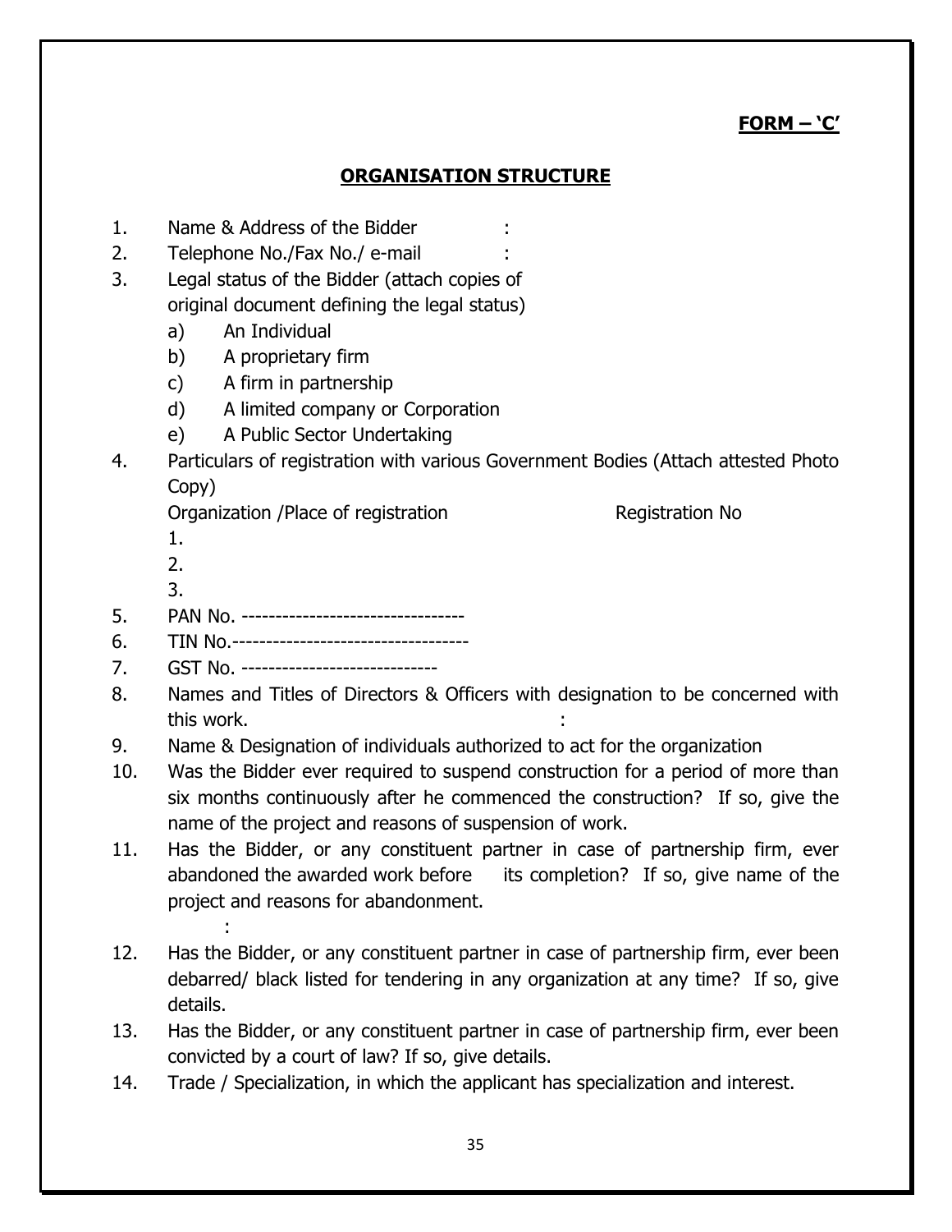**FORM – 'C'**

## ORGANISATION STRUCTURE

1. Name & Address of the Bidder :
2. Telephone No./Fax No./ e-mail :
3. Legal status of the Bidder (attach copies of original document defining the legal status)
   a) An Individual
   b) A proprietary firm
   c) A firm in partnership
   d) A limited company or Corporation
   e) A Public Sector Undertaking
4. Particulars of registration with various Government Bodies (Attach attested Photo Copy)

   Organization /Place of registration Registration No

   1.
   2.
   3.
5. PAN No. ---------------------------------
6. TIN No.-----------------------------------
7. GST No. -----------------------------
8. Names and Titles of Directors & Officers with designation to be concerned with this work. :
9. Name & Designation of individuals authorized to act for the organization
10. Was the Bidder ever required to suspend construction for a period of more than six months continuously after he commenced the construction? If so, give the name of the project and reasons of suspension of work.
11. Has the Bidder, or any constituent partner in case of partnership firm, ever abandoned the awarded work before its completion? If so, give name of the project and reasons for abandonment.

    :
12. Has the Bidder, or any constituent partner in case of partnership firm, ever been debarred/ black listed for tendering in any organization at any time? If so, give details.
13. Has the Bidder, or any constituent partner in case of partnership firm, ever been convicted by a court of law? If so, give details.
14. Trade / Specialization, in which the applicant has specialization and interest.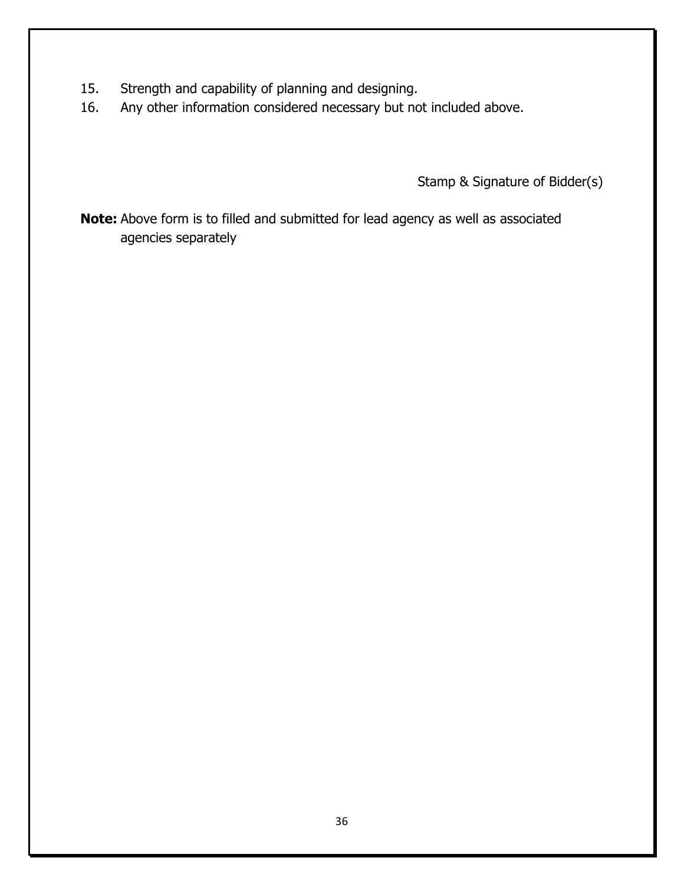15. Strength and capability of planning and designing.
16. Any other information considered necessary but not included above.

Stamp & Signature of Bidder(s)

**Note:** Above form is to filled and submitted for lead agency as well as associated agencies separately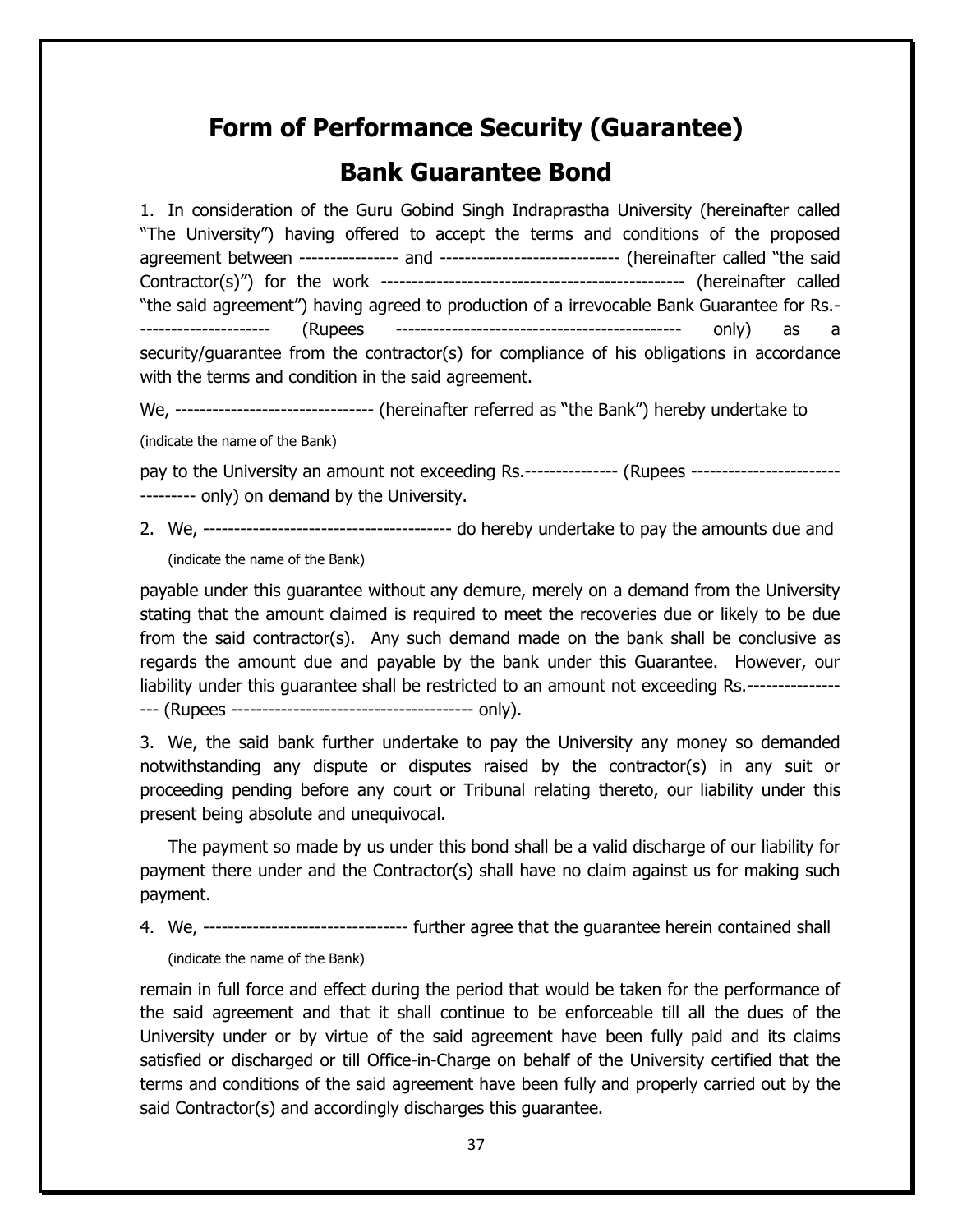# Form of Performance Security (Guarantee)

# Bank Guarantee Bond

1. In consideration of the Guru Gobind Singh Indraprastha University (hereinafter called "The University") having offered to accept the terms and conditions of the proposed agreement between ---------------- and ----------------------------- (hereinafter called "the said Contractor(s)") for the work ------------------------------------------------ (hereinafter called "the said agreement") having agreed to production of a irrevocable Bank Guarantee for Rs.---------------------- (Rupees --------------------------------------------- only) as a security/guarantee from the contractor(s) for compliance of his obligations in accordance with the terms and condition in the said agreement.

We, -------------------------------- (hereinafter referred as "the Bank") hereby undertake to

(indicate the name of the Bank)

pay to the University an amount not exceeding Rs.--------------- (Rupees --------------------------------- only) on demand by the University.

2. We, ---------------------------------------- do hereby undertake to pay the amounts due and

(indicate the name of the Bank)

payable under this guarantee without any demure, merely on a demand from the University stating that the amount claimed is required to meet the recoveries due or likely to be due from the said contractor(s). Any such demand made on the bank shall be conclusive as regards the amount due and payable by the bank under this Guarantee. However, our liability under this guarantee shall be restricted to an amount not exceeding Rs.------------------ (Rupees --------------------------------------- only).

3. We, the said bank further undertake to pay the University any money so demanded notwithstanding any dispute or disputes raised by the contractor(s) in any suit or proceeding pending before any court or Tribunal relating thereto, our liability under this present being absolute and unequivocal.

The payment so made by us under this bond shall be a valid discharge of our liability for payment there under and the Contractor(s) shall have no claim against us for making such payment.

4. We, --------------------------------- further agree that the guarantee herein contained shall

(indicate the name of the Bank)

remain in full force and effect during the period that would be taken for the performance of the said agreement and that it shall continue to be enforceable till all the dues of the University under or by virtue of the said agreement have been fully paid and its claims satisfied or discharged or till Office-in-Charge on behalf of the University certified that the terms and conditions of the said agreement have been fully and properly carried out by the said Contractor(s) and accordingly discharges this guarantee.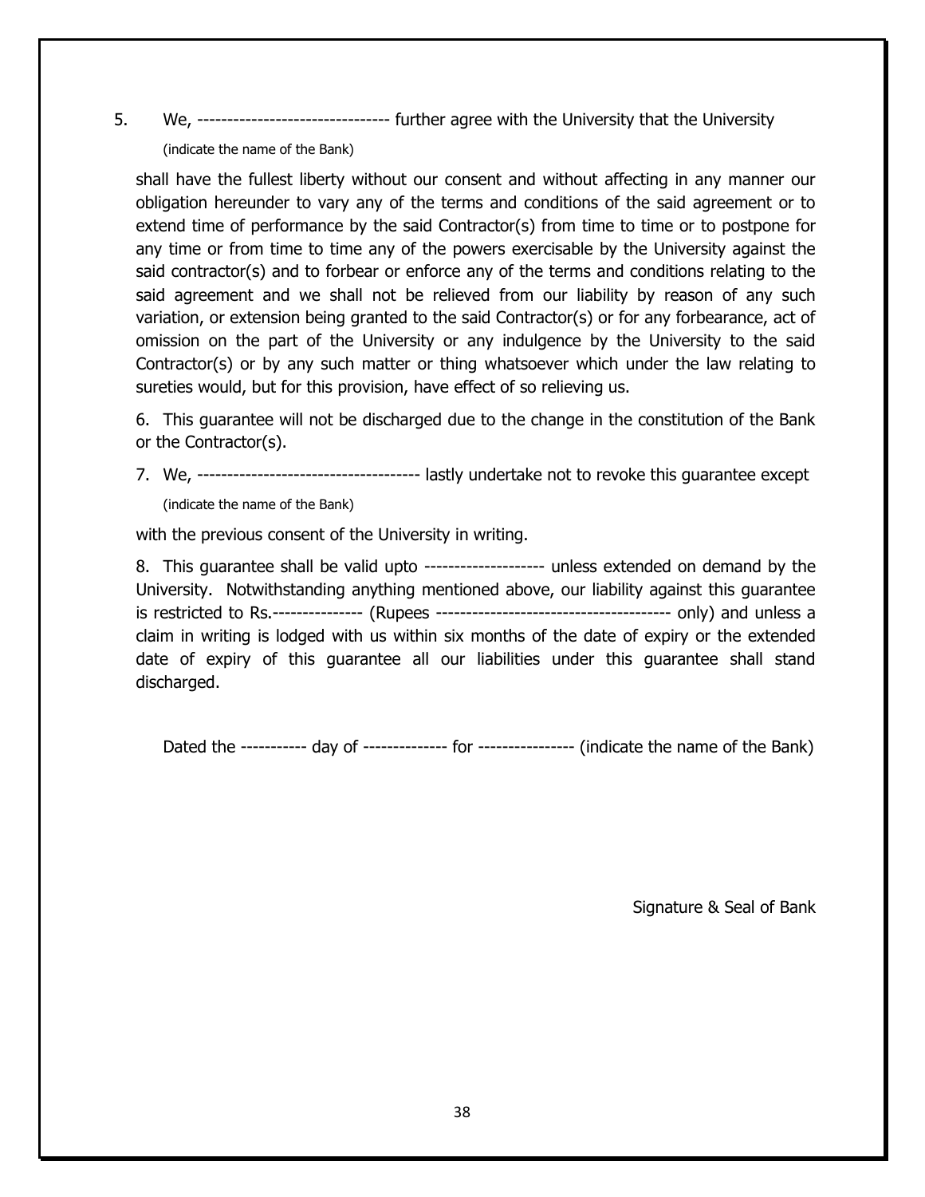5. We, -------------------------------- further agree with the University that the University

   (indicate the name of the Bank)

shall have the fullest liberty without our consent and without affecting in any manner our obligation hereunder to vary any of the terms and conditions of the said agreement or to extend time of performance by the said Contractor(s) from time to time or to postpone for any time or from time to time any of the powers exercisable by the University against the said contractor(s) and to forbear or enforce any of the terms and conditions relating to the said agreement and we shall not be relieved from our liability by reason of any such variation, or extension being granted to the said Contractor(s) or for any forbearance, act of omission on the part of the University or any indulgence by the University to the said Contractor(s) or by any such matter or thing whatsoever which under the law relating to sureties would, but for this provision, have effect of so relieving us.

6. This guarantee will not be discharged due to the change in the constitution of the Bank or the Contractor(s).

7. We, ------------------------------------- lastly undertake not to revoke this guarantee except

   (indicate the name of the Bank)

with the previous consent of the University in writing.

8. This guarantee shall be valid upto -------------------- unless extended on demand by the University. Notwithstanding anything mentioned above, our liability against this guarantee is restricted to Rs.--------------- (Rupees -------------------------------------- only) and unless a claim in writing is lodged with us within six months of the date of expiry or the extended date of expiry of this guarantee all our liabilities under this guarantee shall stand discharged.

Dated the ----------- day of -------------- for ---------------- (indicate the name of the Bank)

Signature & Seal of Bank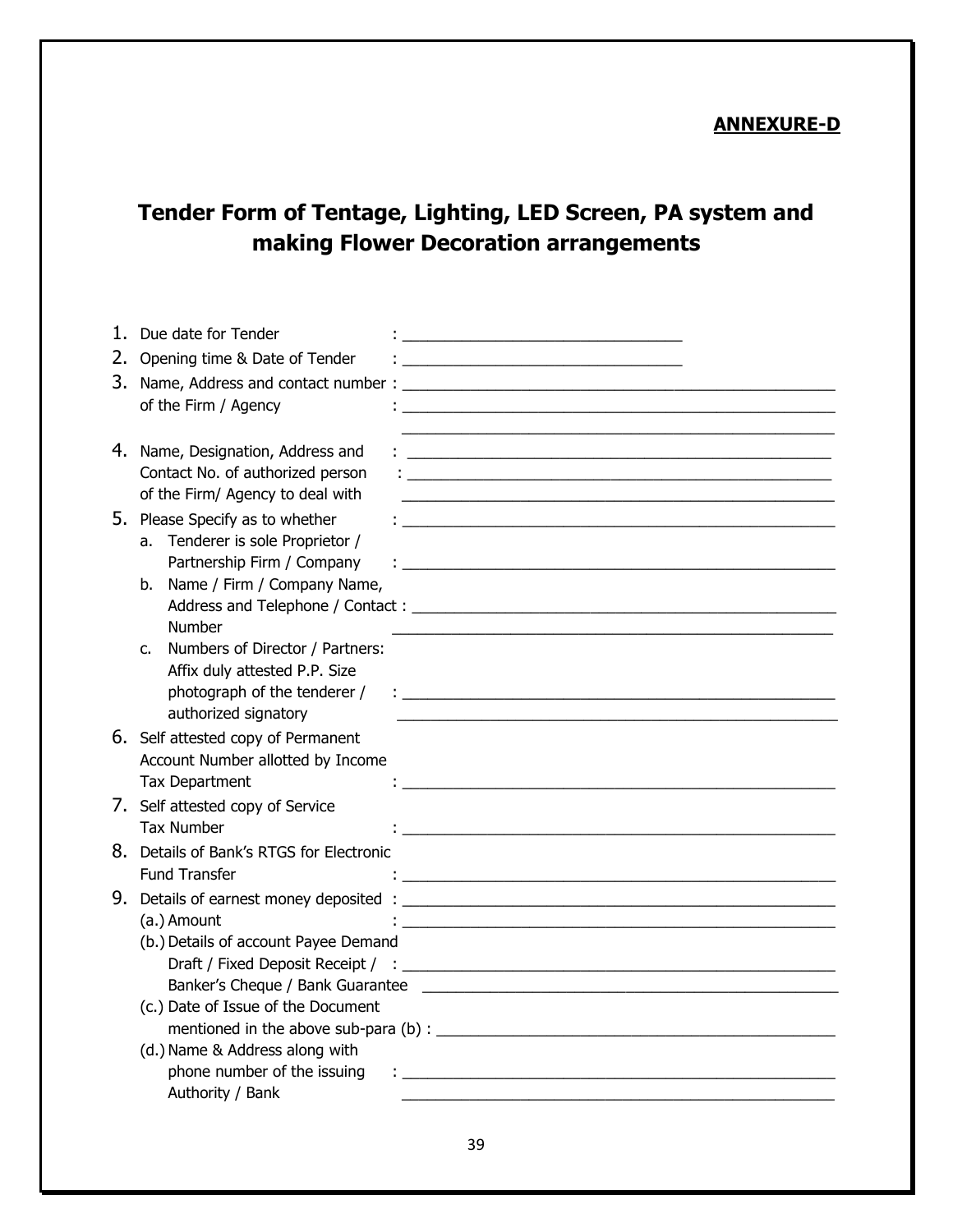**ANNEXURE-D**

# Tender Form of Tentage, Lighting, LED Screen, PA system and making Flower Decoration arrangements

1. Due date for Tender : ______________________________
2. Opening time & Date of Tender : ______________________________
3. Name, Address and contact number of the Firm / Agency : ______________________________
   : ______________________________
   ______________________________
4. Name, Designation, Address and Contact No. of authorized person of the Firm/ Agency to deal with : ______________________________
   : ______________________________
   ______________________________
5. Please Specify as to whether : ______________________________
   a. Tenderer is sole Proprietor / Partnership Firm / Company : ______________________________
   b. Name / Firm / Company Name, Address and Telephone / Contact Number : ______________________________
      ______________________________
   c. Numbers of Director / Partners: Affix duly attested P.P. Size photograph of the tenderer / authorized signatory : ______________________________
      ______________________________
6. Self attested copy of Permanent Account Number allotted by Income Tax Department : ______________________________
7. Self attested copy of Service Tax Number : ______________________________
8. Details of Bank's RTGS for Electronic Fund Transfer : ______________________________
9. Details of earnest money deposited : ______________________________
   (a.) Amount : ______________________________
   (b.) Details of account Payee Demand Draft / Fixed Deposit Receipt / Banker's Cheque / Bank Guarantee : ______________________________
      ______________________________
   (c.) Date of Issue of the Document mentioned in the above sub-para (b) : ______________________________
   (d.) Name & Address along with phone number of the issuing Authority / Bank : ______________________________
      ______________________________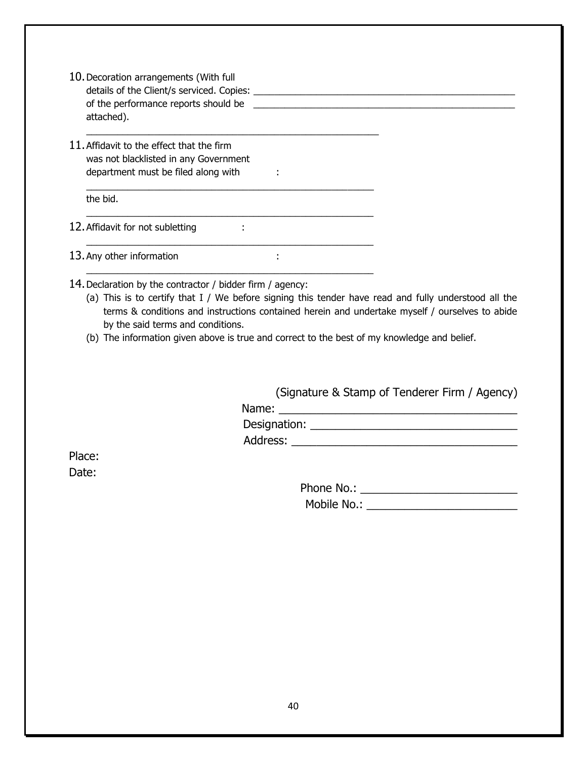10. Decoration arrangements (With full details of the Client/s serviced. Copies: of the performance reports should be attached). \_\_\_\_\_\_\_\_\_\_\_\_\_\_\_\_\_\_\_\_\_\_\_\_\_\_\_\_\_\_\_\_\_\_\_\_\_\_\_\_\_\_\_\_\_\_\_\_\_\_\_\_

11. Affidavit to the effect that the firm was not blacklisted in any Government department must be filed along with the bid. : \_\_\_\_\_\_\_\_\_\_\_\_\_\_\_\_\_\_\_\_\_\_\_\_\_\_\_\_\_\_\_\_\_\_\_\_\_\_\_\_\_\_\_\_\_\_\_\_\_\_\_\_

12. Affidavit for not subletting : \_\_\_\_\_\_\_\_\_\_\_\_\_\_\_\_\_\_\_\_\_\_\_\_\_\_\_\_\_\_\_\_\_\_\_\_\_\_\_\_\_\_\_\_\_\_\_\_\_\_\_\_

13. Any other information : \_\_\_\_\_\_\_\_\_\_\_\_\_\_\_\_\_\_\_\_\_\_\_\_\_\_\_\_\_\_\_\_\_\_\_\_\_\_\_\_\_\_\_\_\_\_\_\_\_\_\_\_

14. Declaration by the contractor / bidder firm / agency:
    (a) This is to certify that I / We before signing this tender have read and fully understood all the terms & conditions and instructions contained herein and undertake myself / ourselves to abide by the said terms and conditions.
    (b) The information given above is true and correct to the best of my knowledge and belief.

(Signature & Stamp of Tenderer Firm / Agency)

Name: \_\_\_\_\_\_\_\_\_\_\_\_\_\_\_\_\_\_\_\_\_\_\_\_\_\_\_\_\_\_\_\_\_\_\_\_

Designation: \_\_\_\_\_\_\_\_\_\_\_\_\_\_\_\_\_\_\_\_\_\_\_\_\_\_\_\_\_\_\_\_

Address: \_\_\_\_\_\_\_\_\_\_\_\_\_\_\_\_\_\_\_\_\_\_\_\_\_\_\_\_\_\_\_\_\_\_\_

Place:

Date:

Phone No.: \_\_\_\_\_\_\_\_\_\_\_\_\_\_\_\_\_\_\_\_\_\_\_\_

Mobile No.: \_\_\_\_\_\_\_\_\_\_\_\_\_\_\_\_\_\_\_\_\_\_\_\_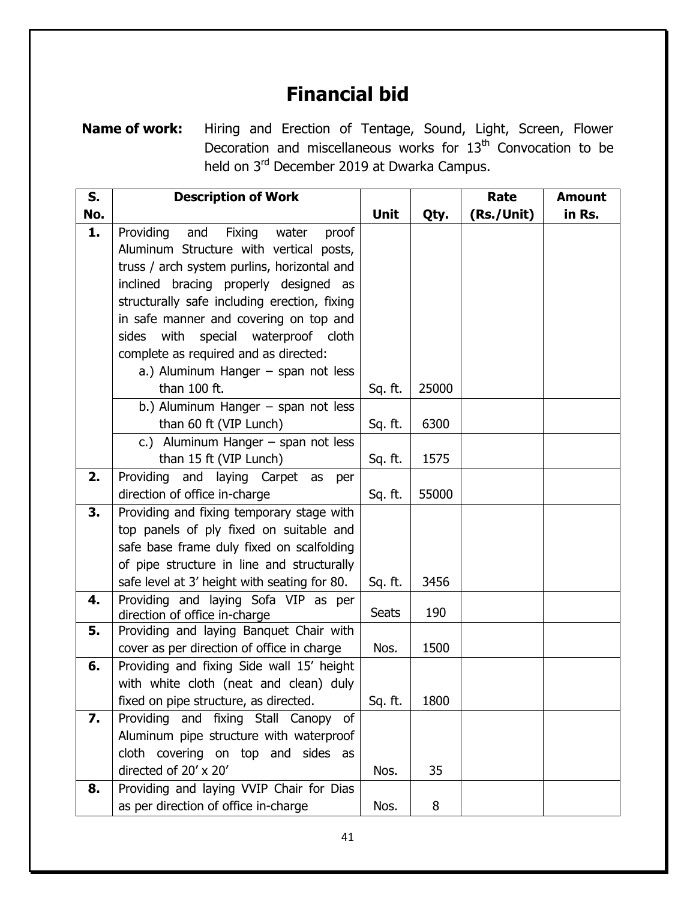# Financial bid

**Name of work:** Hiring and Erection of Tentage, Sound, Light, Screen, Flower Decoration and miscellaneous works for 13th Convocation to be held on 3rd December 2019 at Dwarka Campus.

| S. No. | Description of Work | Unit | Qty. | Rate (Rs./Unit) | Amount in Rs. |
|---|---|---|---|---|---|
| **1.** | Providing and Fixing water proof Aluminum Structure with vertical posts, truss / arch system purlins, horizontal and inclined bracing properly designed as structurally safe including erection, fixing in safe manner and covering on top and sides with special waterproof cloth complete as required and as directed:<br>a.) Aluminum Hanger – span not less than 100 ft. | Sq. ft. | 25000 | | |
| | b.) Aluminum Hanger – span not less than 60 ft (VIP Lunch) | Sq. ft. | 6300 | | |
| | c.) Aluminum Hanger – span not less than 15 ft (VIP Lunch) | Sq. ft. | 1575 | | |
| **2.** | Providing and laying Carpet as per direction of office in-charge | Sq. ft. | 55000 | | |
| **3.** | Providing and fixing temporary stage with top panels of ply fixed on suitable and safe base frame duly fixed on scalfolding of pipe structure in line and structurally safe level at 3' height with seating for 80. | Sq. ft. | 3456 | | |
| **4.** | Providing and laying Sofa VIP as per direction of office in-charge | Seats | 190 | | |
| **5.** | Providing and laying Banquet Chair with cover as per direction of office in charge | Nos. | 1500 | | |
| **6.** | Providing and fixing Side wall 15' height with white cloth (neat and clean) duly fixed on pipe structure, as directed. | Sq. ft. | 1800 | | |
| **7.** | Providing and fixing Stall Canopy of Aluminum pipe structure with waterproof cloth covering on top and sides as directed of 20' x 20' | Nos. | 35 | | |
| **8.** | Providing and laying VVIP Chair for Dias as per direction of office in-charge | Nos. | 8 | | |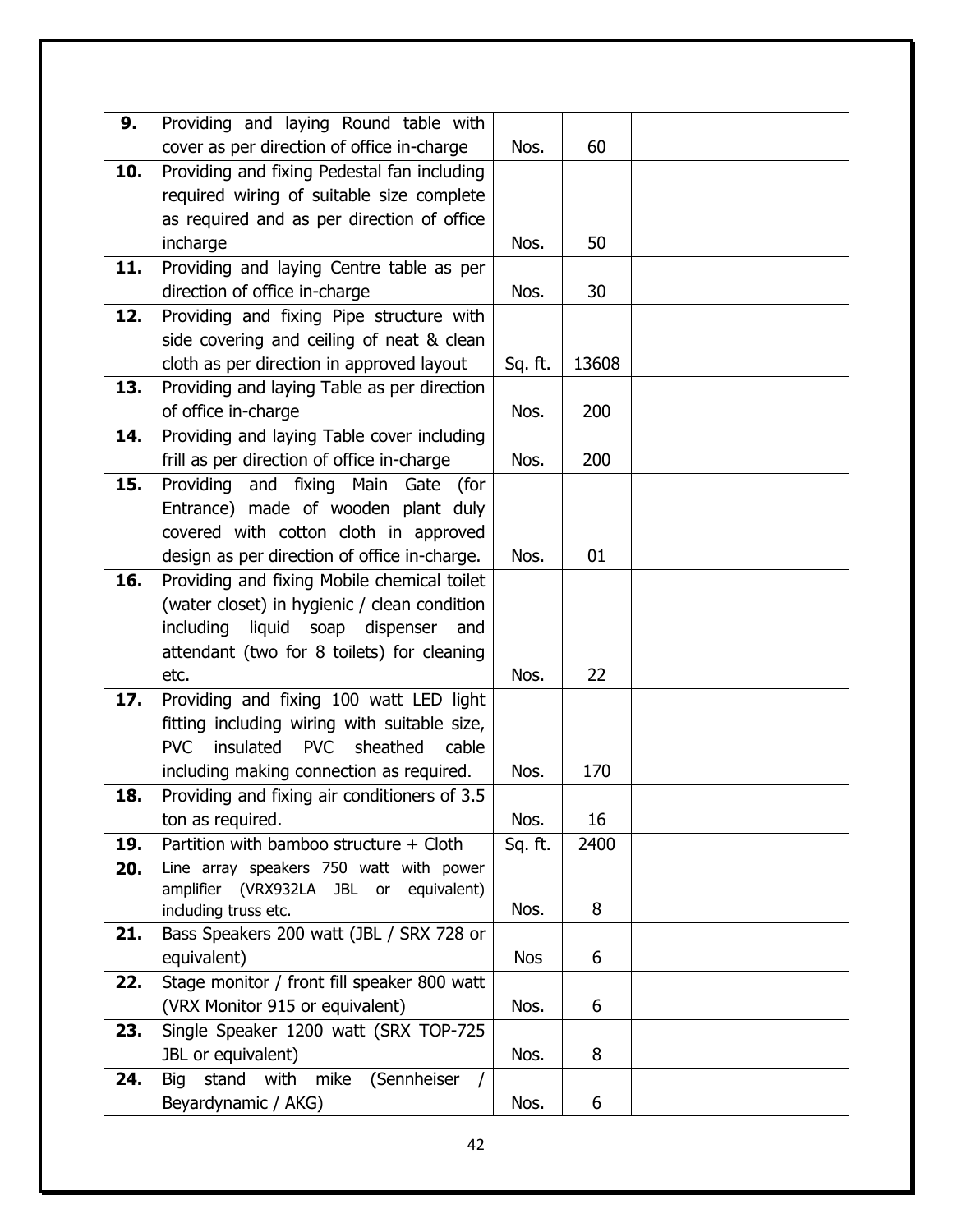| | | | | | |
|---|---|---|---|---|---|
| **9.** | Providing and laying Round table with cover as per direction of office in-charge | Nos. | 60 | | |
| **10.** | Providing and fixing Pedestal fan including required wiring of suitable size complete as required and as per direction of office incharge | Nos. | 50 | | |
| **11.** | Providing and laying Centre table as per direction of office in-charge | Nos. | 30 | | |
| **12.** | Providing and fixing Pipe structure with side covering and ceiling of neat & clean cloth as per direction in approved layout | Sq. ft. | 13608 | | |
| **13.** | Providing and laying Table as per direction of office in-charge | Nos. | 200 | | |
| **14.** | Providing and laying Table cover including frill as per direction of office in-charge | Nos. | 200 | | |
| **15.** | Providing and fixing Main Gate (for Entrance) made of wooden plant duly covered with cotton cloth in approved design as per direction of office in-charge. | Nos. | 01 | | |
| **16.** | Providing and fixing Mobile chemical toilet (water closet) in hygienic / clean condition including liquid soap dispenser and attendant (two for 8 toilets) for cleaning etc. | Nos. | 22 | | |
| **17.** | Providing and fixing 100 watt LED light fitting including wiring with suitable size, PVC insulated PVC sheathed cable including making connection as required. | Nos. | 170 | | |
| **18.** | Providing and fixing air conditioners of 3.5 ton as required. | Nos. | 16 | | |
| **19.** | Partition with bamboo structure + Cloth | Sq. ft. | 2400 | | |
| **20.** | Line array speakers 750 watt with power amplifier (VRX932LA JBL or equivalent) including truss etc. | Nos. | 8 | | |
| **21.** | Bass Speakers 200 watt (JBL / SRX 728 or equivalent) | Nos | 6 | | |
| **22.** | Stage monitor / front fill speaker 800 watt (VRX Monitor 915 or equivalent) | Nos. | 6 | | |
| **23.** | Single Speaker 1200 watt (SRX TOP-725 JBL or equivalent) | Nos. | 8 | | |
| **24.** | Big stand with mike (Sennheiser / Beyardynamic / AKG) | Nos. | 6 | | |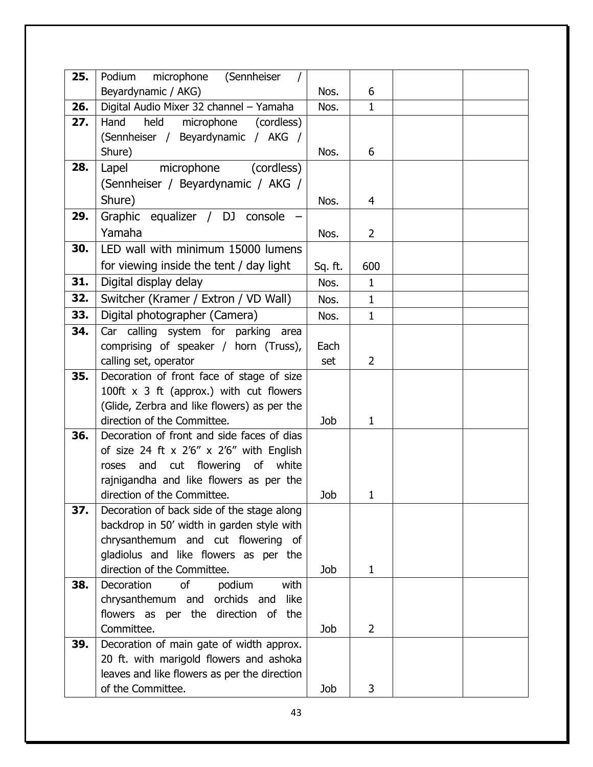| | | | | | |
|---|---|---|---|---|---|
| **25.** | Podium microphone (Sennheiser / Beyardynamic / AKG) | Nos. | 6 | | |
| **26.** | Digital Audio Mixer 32 channel – Yamaha | Nos. | 1 | | |
| **27.** | Hand held microphone (cordless) (Sennheiser / Beyardynamic / AKG / Shure) | Nos. | 6 | | |
| **28.** | Lapel microphone (cordless) (Sennheiser / Beyardynamic / AKG / Shure) | Nos. | 4 | | |
| **29.** | Graphic equalizer / DJ console – Yamaha | Nos. | 2 | | |
| **30.** | LED wall with minimum 15000 lumens for viewing inside the tent / day light | Sq. ft. | 600 | | |
| **31.** | Digital display delay | Nos. | 1 | | |
| **32.** | Switcher (Kramer / Extron / VD Wall) | Nos. | 1 | | |
| **33.** | Digital photographer (Camera) | Nos. | 1 | | |
| **34.** | Car calling system for parking area comprising of speaker / horn (Truss), calling set, operator | Each set | 2 | | |
| **35.** | Decoration of front face of stage of size 100ft x 3 ft (approx.) with cut flowers (Glide, Zerbra and like flowers) as per the direction of the Committee. | Job | 1 | | |
| **36.** | Decoration of front and side faces of dias of size 24 ft x 2'6" x 2'6" with English roses and cut flowering of white rajnigandha and like flowers as per the direction of the Committee. | Job | 1 | | |
| **37.** | Decoration of back side of the stage along backdrop in 50' width in garden style with chrysanthemum and cut flowering of gladiolus and like flowers as per the direction of the Committee. | Job | 1 | | |
| **38.** | Decoration of podium with chrysanthemum and orchids and like flowers as per the direction of the Committee. | Job | 2 | | |
| **39.** | Decoration of main gate of width approx. 20 ft. with marigold flowers and ashoka leaves and like flowers as per the direction of the Committee. | Job | 3 | | |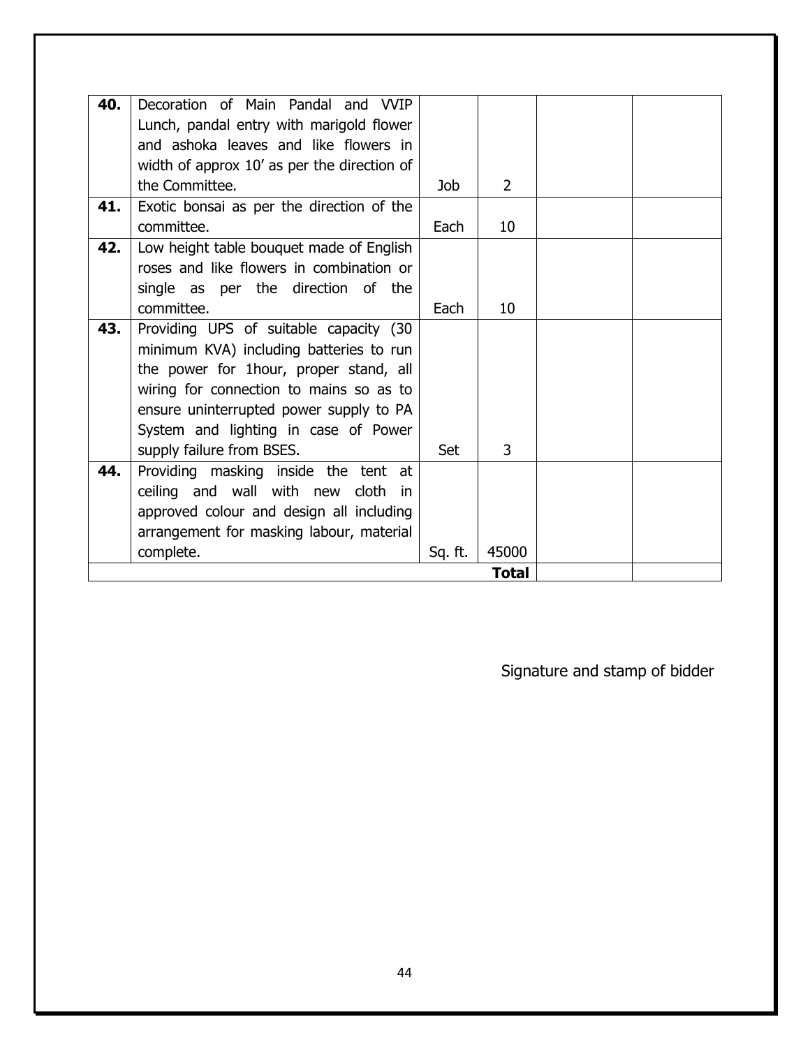| | | | | | |
|---|---|---|---|---|---|
| **40.** | Decoration of Main Pandal and VVIP Lunch, pandal entry with marigold flower and ashoka leaves and like flowers in width of approx 10' as per the direction of the Committee. | Job | 2 | | |
| **41.** | Exotic bonsai as per the direction of the committee. | Each | 10 | | |
| **42.** | Low height table bouquet made of English roses and like flowers in combination or single as per the direction of the committee. | Each | 10 | | |
| **43.** | Providing UPS of suitable capacity (30 minimum KVA) including batteries to run the power for 1hour, proper stand, all wiring for connection to mains so as to ensure uninterrupted power supply to PA System and lighting in case of Power supply failure from BSES. | Set | 3 | | |
| **44.** | Providing masking inside the tent at ceiling and wall with new cloth in approved colour and design all including arrangement for masking labour, material complete. | Sq. ft. | 45000 | | |
| | | | **Total** | | |

Signature and stamp of bidder